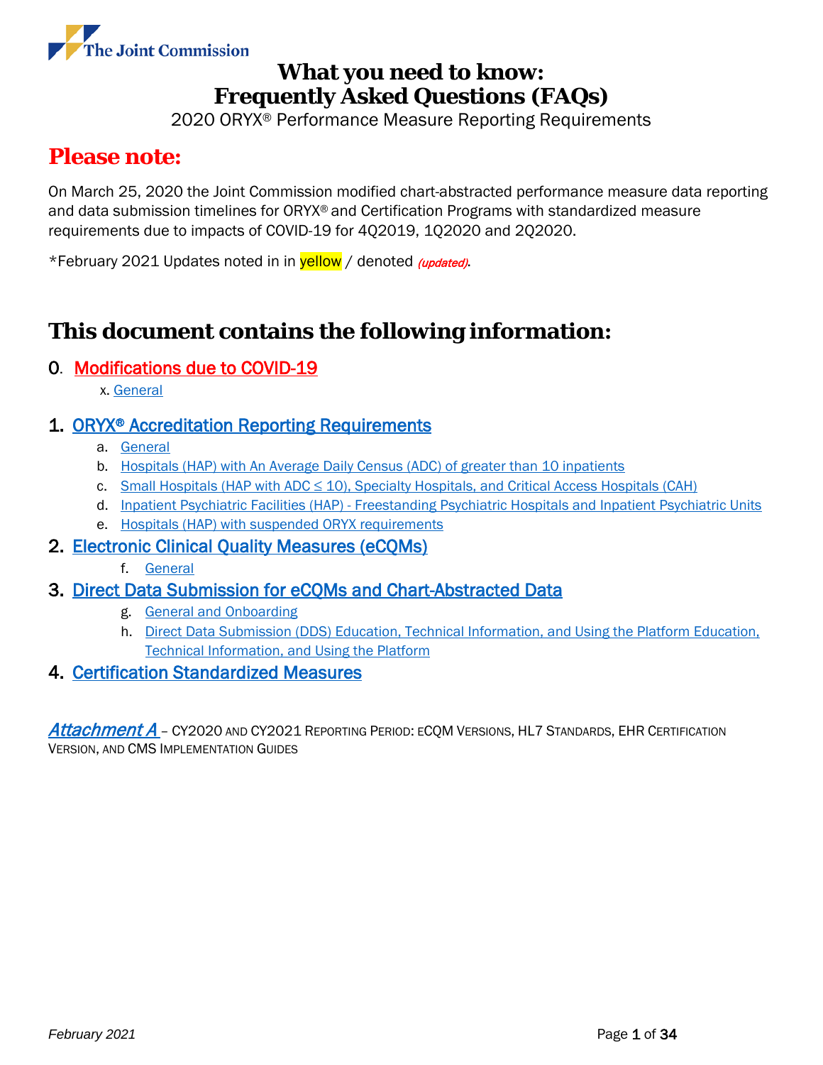The Joint Commission

# What you need to know: Frequently Asked Questions (FAQs)

2020 ORYX® Performance Measure Reporting Requirements

## Please note:

On March 25, 2020 the Joint Commission modified chart-abstracted performance measure data reporting and data submission timelines for ORYX® and Certification Programs with standardized measure requirements due to impacts of COVID-19 for 4Q2019, 1Q2020 and 2Q2020.

*February 2021 Updates noted in in yellow / denoted *(updated)*.

## This document contains the following information:

0. Modifications due to COVID-19
   - x. General
1. ORYX® Accreditation Reporting Requirements
   - a. General
   - b. Hospitals (HAP) with An Average Daily Census (ADC) of greater than 10 inpatients
   - c. Small Hospitals (HAP with ADC ≤ 10), Specialty Hospitals, and Critical Access Hospitals (CAH)
   - d. Inpatient Psychiatric Facilities (HAP) - Freestanding Psychiatric Hospitals and Inpatient Psychiatric Units
   - e. Hospitals (HAP) with suspended ORYX requirements
2. Electronic Clinical Quality Measures (eCQMs)
   - f. General
3. Direct Data Submission for eCQMs and Chart-Abstracted Data
   - g. General and Onboarding
   - h. Direct Data Submission (DDS) Education, Technical Information, and Using the Platform Education, Technical Information, and Using the Platform
4. Certification Standardized Measures

*Attachment A* – CY2020 and CY2021 Reporting Period: eCQM Versions, HL7 Standards, EHR Certification Version, and CMS Implementation Guides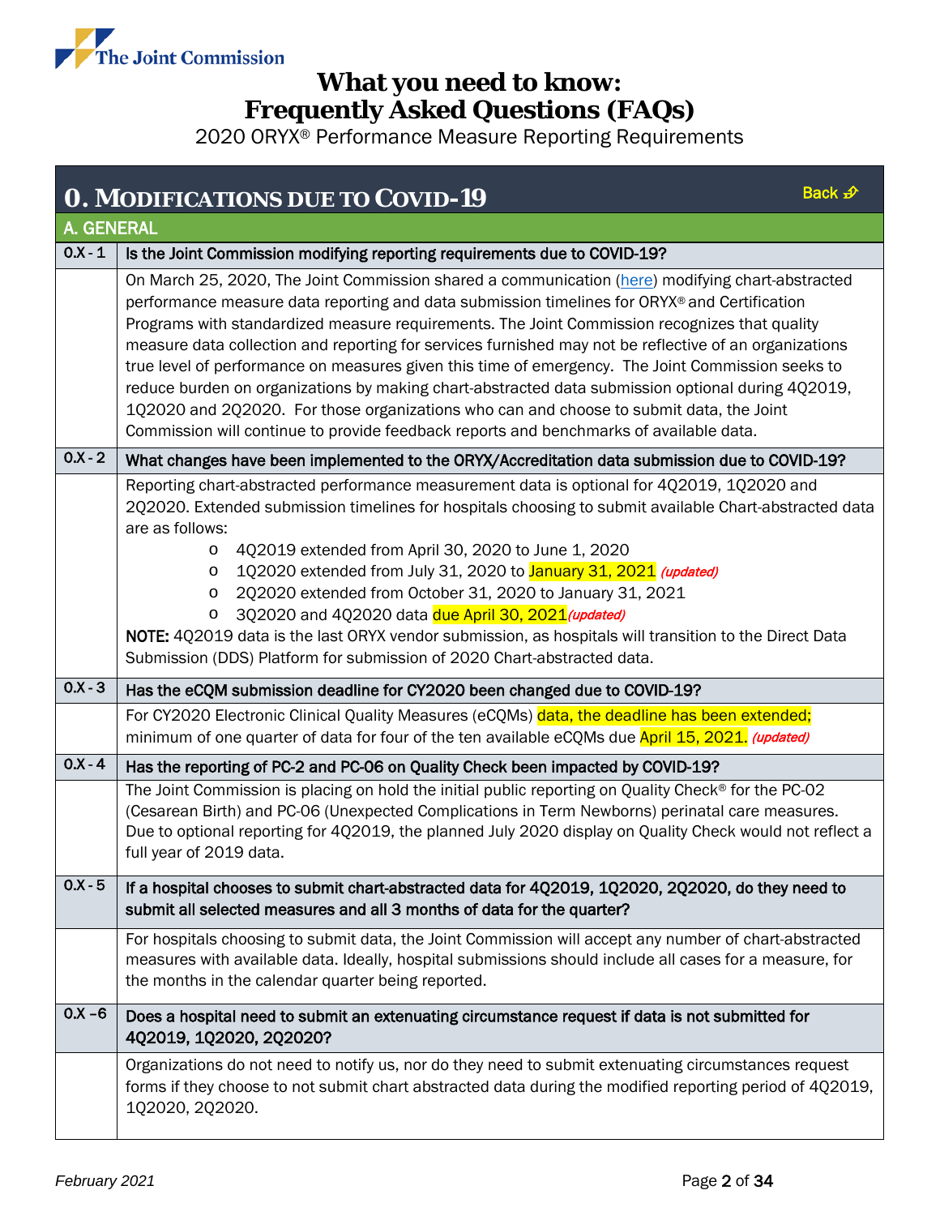# What you need to know: Frequently Asked Questions (FAQs)

2020 ORYX® Performance Measure Reporting Requirements

## 0. Modifications due to COVID-19

Back

### A. GENERAL

**0.X - 1 Is the Joint Commission modifying reporting requirements due to COVID-19?**

On March 25, 2020, The Joint Commission shared a communication (here) modifying chart-abstracted performance measure data reporting and data submission timelines for ORYX® and Certification Programs with standardized measure requirements. The Joint Commission recognizes that quality measure data collection and reporting for services furnished may not be reflective of an organizations true level of performance on measures given this time of emergency. The Joint Commission seeks to reduce burden on organizations by making chart-abstracted data submission optional during 4Q2019, 1Q2020 and 2Q2020. For those organizations who can and choose to submit data, the Joint Commission will continue to provide feedback reports and benchmarks of available data.

**0.X - 2 What changes have been implemented to the ORYX/Accreditation data submission due to COVID-19?**

Reporting chart-abstracted performance measurement data is optional for 4Q2019, 1Q2020 and 2Q2020. Extended submission timelines for hospitals choosing to submit available Chart-abstracted data are as follows:

- 4Q2019 extended from April 30, 2020 to June 1, 2020
- 1Q2020 extended from July 31, 2020 to January 31, 2021 *(updated)*
- 2Q2020 extended from October 31, 2020 to January 31, 2021
- 3Q2020 and 4Q2020 data due April 30, 2021 *(updated)*

**NOTE:** 4Q2019 data is the last ORYX vendor submission, as hospitals will transition to the Direct Data Submission (DDS) Platform for submission of 2020 Chart-abstracted data.

**0.X - 3 Has the eCQM submission deadline for CY2020 been changed due to COVID-19?**

For CY2020 Electronic Clinical Quality Measures (eCQMs) data, the deadline has been extended; minimum of one quarter of data for four of the ten available eCQMs due April 15, 2021. *(updated)*

**0.X - 4 Has the reporting of PC-2 and PC-06 on Quality Check been impacted by COVID-19?**

The Joint Commission is placing on hold the initial public reporting on Quality Check® for the PC-02 (Cesarean Birth) and PC-06 (Unexpected Complications in Term Newborns) perinatal care measures. Due to optional reporting for 4Q2019, the planned July 2020 display on Quality Check would not reflect a full year of 2019 data.

**0.X - 5 If a hospital chooses to submit chart-abstracted data for 4Q2019, 1Q2020, 2Q2020, do they need to submit all selected measures and all 3 months of data for the quarter?**

For hospitals choosing to submit data, the Joint Commission will accept any number of chart-abstracted measures with available data. Ideally, hospital submissions should include all cases for a measure, for the months in the calendar quarter being reported.

**0.X –6 Does a hospital need to submit an extenuating circumstance request if data is not submitted for 4Q2019, 1Q2020, 2Q2020?**

Organizations do not need to notify us, nor do they need to submit extenuating circumstances request forms if they choose to not submit chart abstracted data during the modified reporting period of 4Q2019, 1Q2020, 2Q2020.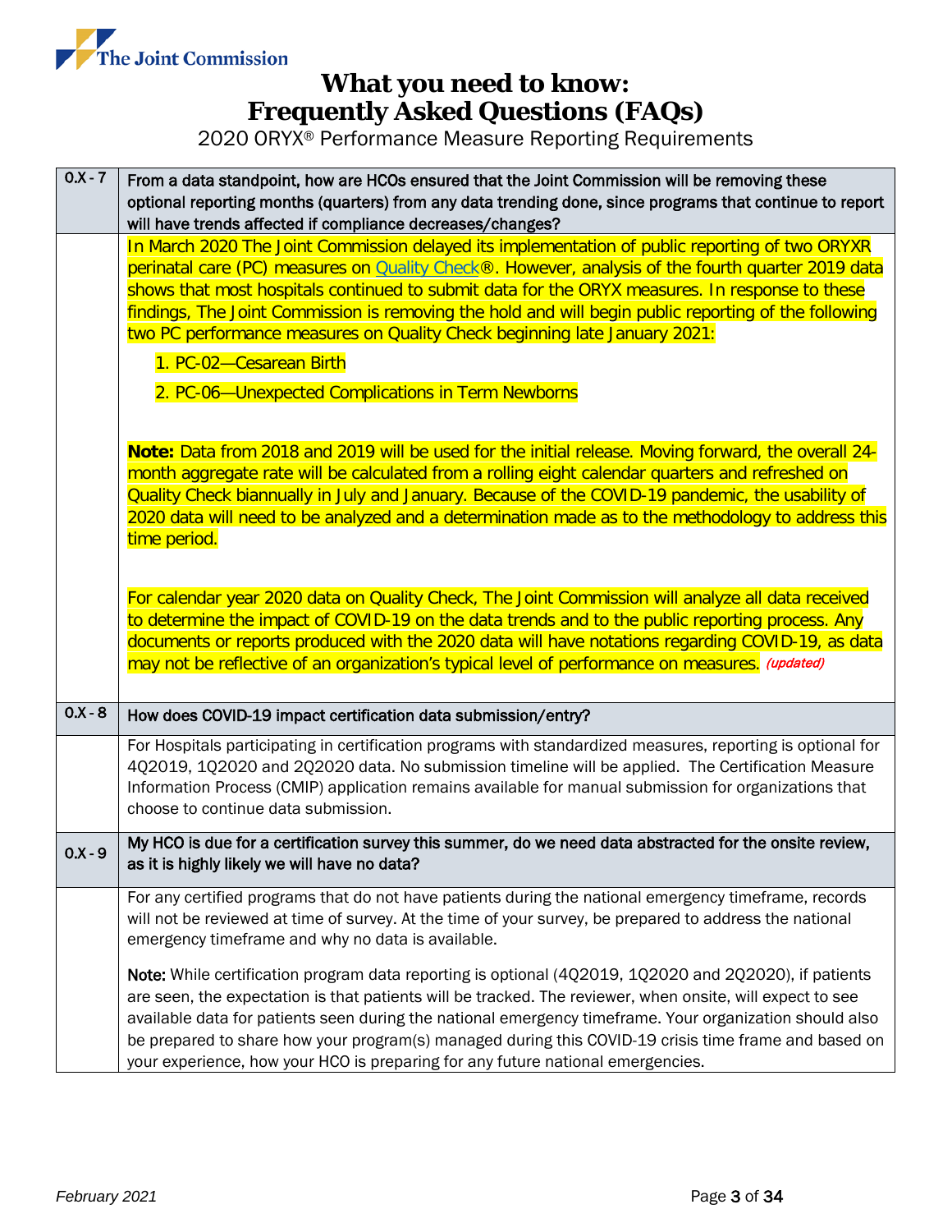# What you need to know: Frequently Asked Questions (FAQs)

2020 ORYX® Performance Measure Reporting Requirements

| | |
|---|---|
| **0.X - 7** | **From a data standpoint, how are HCOs ensured that the Joint Commission will be removing these optional reporting months (quarters) from any data trending done, since programs that continue to report will have trends affected if compliance decreases/changes?** |
| | In March 2020 The Joint Commission delayed its implementation of public reporting of two ORYXR perinatal care (PC) measures on Quality Check®. However, analysis of the fourth quarter 2019 data shows that most hospitals continued to submit data for the ORYX measures. In response to these findings, The Joint Commission is removing the hold and will begin public reporting of the following two PC performance measures on Quality Check beginning late January 2021:<br><br>1. PC-02—Cesarean Birth<br>2. PC-06—Unexpected Complications in Term Newborns<br><br>**Note:** Data from 2018 and 2019 will be used for the initial release. Moving forward, the overall 24-month aggregate rate will be calculated from a rolling eight calendar quarters and refreshed on Quality Check biannually in July and January. Because of the COVID-19 pandemic, the usability of 2020 data will need to be analyzed and a determination made as to the methodology to address this time period.<br><br>For calendar year 2020 data on Quality Check, The Joint Commission will analyze all data received to determine the impact of COVID-19 on the data trends and to the public reporting process. Any documents or reports produced with the 2020 data will have notations regarding COVID-19, as data may not be reflective of an organization's typical level of performance on measures. *(updated)* |
| **0.X - 8** | **How does COVID-19 impact certification data submission/entry?** |
| | For Hospitals participating in certification programs with standardized measures, reporting is optional for 4Q2019, 1Q2020 and 2Q2020 data. No submission timeline will be applied. The Certification Measure Information Process (CMIP) application remains available for manual submission for organizations that choose to continue data submission. |
| **0.X - 9** | **My HCO is due for a certification survey this summer, do we need data abstracted for the onsite review, as it is highly likely we will have no data?** |
| | For any certified programs that do not have patients during the national emergency timeframe, records will not be reviewed at time of survey. At the time of your survey, be prepared to address the national emergency timeframe and why no data is available.<br><br>**Note:** While certification program data reporting is optional (4Q2019, 1Q2020 and 2Q2020), if patients are seen, the expectation is that patients will be tracked. The reviewer, when onsite, will expect to see available data for patients seen during the national emergency timeframe. Your organization should also be prepared to share how your program(s) managed during this COVID-19 crisis time frame and based on your experience, how your HCO is preparing for any future national emergencies. |

*February 2021*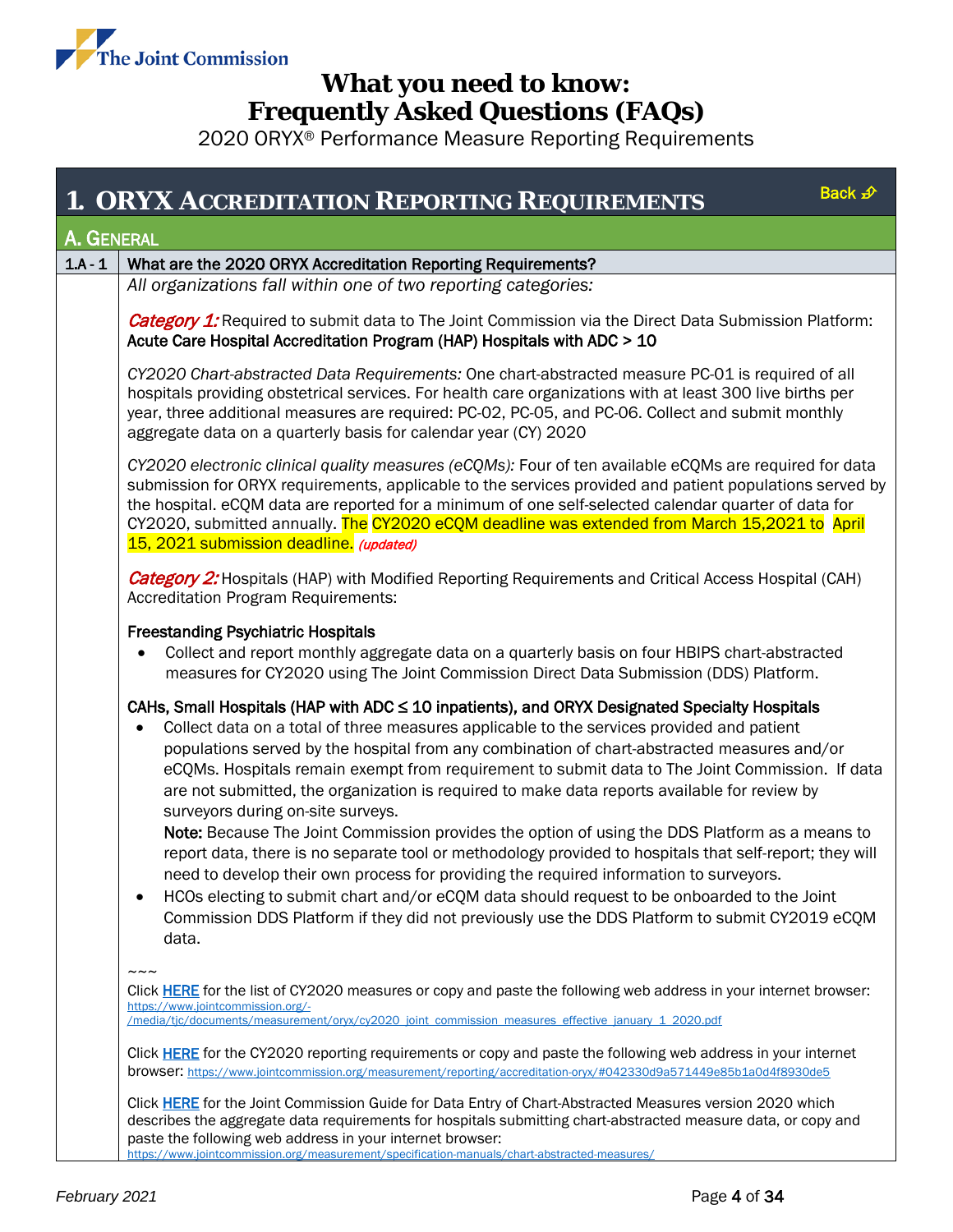# What you need to know: Frequently Asked Questions (FAQs)

2020 ORYX® Performance Measure Reporting Requirements

## 1. ORYX Accreditation Reporting Requirements

Back

### A. General

**1.A - 1 What are the 2020 ORYX Accreditation Reporting Requirements?**

*All organizations fall within one of two reporting categories:*

*Category 1:* Required to submit data to The Joint Commission via the Direct Data Submission Platform: **Acute Care Hospital Accreditation Program (HAP) Hospitals with ADC > 10**

*CY2020 Chart-abstracted Data Requirements:* One chart-abstracted measure PC-01 is required of all hospitals providing obstetrical services. For health care organizations with at least 300 live births per year, three additional measures are required: PC-02, PC-05, and PC-06. Collect and submit monthly aggregate data on a quarterly basis for calendar year (CY) 2020

*CY2020 electronic clinical quality measures (eCQMs):* Four of ten available eCQMs are required for data submission for ORYX requirements, applicable to the services provided and patient populations served by the hospital. eCQM data are reported for a minimum of one self-selected calendar quarter of data for CY2020, submitted annually. The CY2020 eCQM deadline was extended from March 15,2021 to April 15, 2021 submission deadline. *(updated)*

*Category 2:* Hospitals (HAP) with Modified Reporting Requirements and Critical Access Hospital (CAH) Accreditation Program Requirements:

**Freestanding Psychiatric Hospitals**

- Collect and report monthly aggregate data on a quarterly basis on four HBIPS chart-abstracted measures for CY2020 using The Joint Commission Direct Data Submission (DDS) Platform.

**CAHs, Small Hospitals (HAP with ADC ≤ 10 inpatients), and ORYX Designated Specialty Hospitals**

- Collect data on a total of three measures applicable to the services provided and patient populations served by the hospital from any combination of chart-abstracted measures and/or eCQMs. Hospitals remain exempt from requirement to submit data to The Joint Commission. If data are not submitted, the organization is required to make data reports available for review by surveyors during on-site surveys.
  **Note:** Because The Joint Commission provides the option of using the DDS Platform as a means to report data, there is no separate tool or methodology provided to hospitals that self-report; they will need to develop their own process for providing the required information to surveyors.
- HCOs electing to submit chart and/or eCQM data should request to be onboarded to the Joint Commission DDS Platform if they did not previously use the DDS Platform to submit CY2019 eCQM data.

~~~

Click HERE for the list of CY2020 measures or copy and paste the following web address in your internet browser: https://www.jointcommission.org/-/media/tjc/documents/measurement/oryx/cy2020_joint_commission_measures_effective_january_1_2020.pdf

Click HERE for the CY2020 reporting requirements or copy and paste the following web address in your internet browser: https://www.jointcommission.org/measurement/reporting/accreditation-oryx/#042330d9a571449e85b1a0d4f8930de5

Click HERE for the Joint Commission Guide for Data Entry of Chart-Abstracted Measures version 2020 which describes the aggregate data requirements for hospitals submitting chart-abstracted measure data, or copy and paste the following web address in your internet browser: https://www.jointcommission.org/measurement/specification-manuals/chart-abstracted-measures/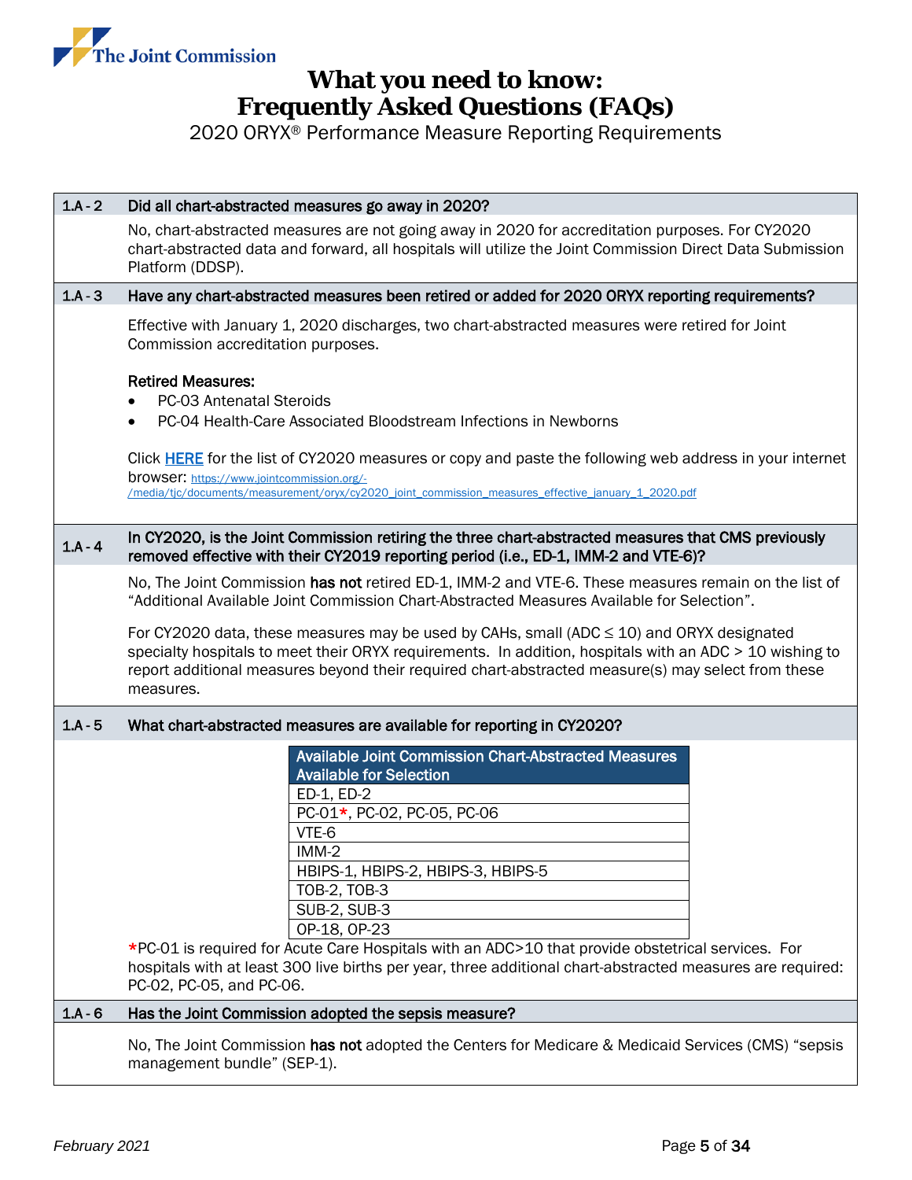# What you need to know: Frequently Asked Questions (FAQs)

2020 ORYX® Performance Measure Reporting Requirements

**1.A - 2 Did all chart-abstracted measures go away in 2020?**

No, chart-abstracted measures are not going away in 2020 for accreditation purposes. For CY2020 chart-abstracted data and forward, all hospitals will utilize the Joint Commission Direct Data Submission Platform (DDSP).

**1.A - 3 Have any chart-abstracted measures been retired or added for 2020 ORYX reporting requirements?**

Effective with January 1, 2020 discharges, two chart-abstracted measures were retired for Joint Commission accreditation purposes.

**Retired Measures:**

- PC-03 Antenatal Steroids
- PC-04 Health-Care Associated Bloodstream Infections in Newborns

Click HERE for the list of CY2020 measures or copy and paste the following web address in your internet browser: https://www.jointcommission.org/-/media/tjc/documents/measurement/oryx/cy2020_joint_commission_measures_effective_january_1_2020.pdf

**1.A - 4 In CY2020, is the Joint Commission retiring the three chart-abstracted measures that CMS previously removed effective with their CY2019 reporting period (i.e., ED-1, IMM-2 and VTE-6)?**

No, The Joint Commission **has not** retired ED-1, IMM-2 and VTE-6. These measures remain on the list of "Additional Available Joint Commission Chart-Abstracted Measures Available for Selection".

For CY2020 data, these measures may be used by CAHs, small (ADC ≤ 10) and ORYX designated specialty hospitals to meet their ORYX requirements. In addition, hospitals with an ADC > 10 wishing to report additional measures beyond their required chart-abstracted measure(s) may select from these measures.

**1.A - 5 What chart-abstracted measures are available for reporting in CY2020?**

| Available Joint Commission Chart-Abstracted Measures Available for Selection |
|---|
| ED-1, ED-2 |
| PC-01*, PC-02, PC-05, PC-06 |
| VTE-6 |
| IMM-2 |
| HBIPS-1, HBIPS-2, HBIPS-3, HBIPS-5 |
| TOB-2, TOB-3 |
| SUB-2, SUB-3 |
| OP-18, OP-23 |

*PC-01 is required for Acute Care Hospitals with an ADC>10 that provide obstetrical services. For hospitals with at least 300 live births per year, three additional chart-abstracted measures are required: PC-02, PC-05, and PC-06.

**1.A - 6 Has the Joint Commission adopted the sepsis measure?**

No, The Joint Commission **has not** adopted the Centers for Medicare & Medicaid Services (CMS) "sepsis management bundle" (SEP-1).

*February 2021*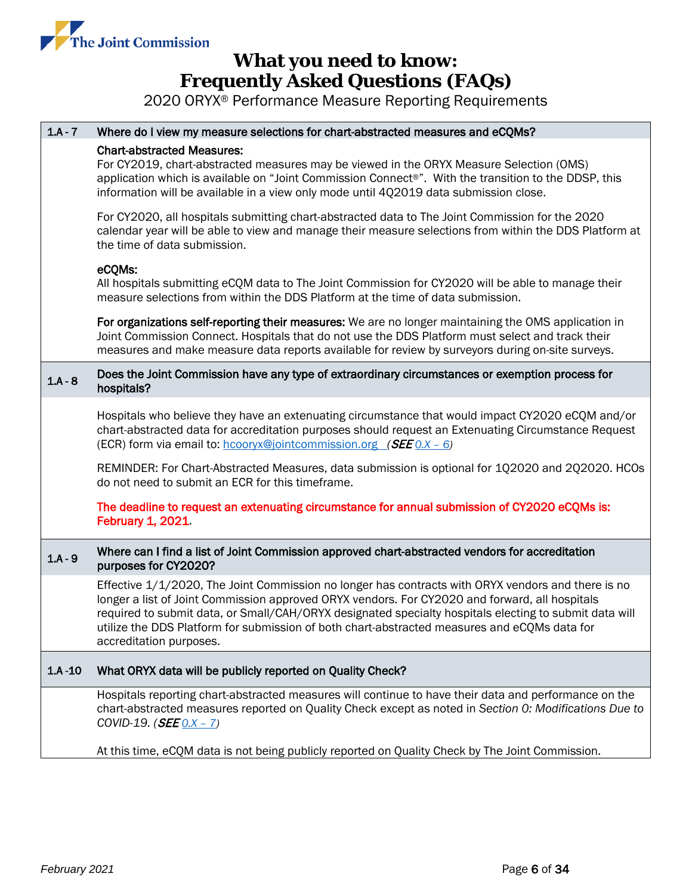# What you need to know: Frequently Asked Questions (FAQs)

2020 ORYX® Performance Measure Reporting Requirements

| | |
|---|---|
| **1.A - 7** | **Where do I view my measure selections for chart-abstracted measures and eCQMs?** |
| | **Chart-abstracted Measures:**<br>For CY2019, chart-abstracted measures may be viewed in the ORYX Measure Selection (OMS) application which is available on "Joint Commission Connect®". With the transition to the DDSP, this information will be available in a view only mode until 4Q2019 data submission close.<br><br>For CY2020, all hospitals submitting chart-abstracted data to The Joint Commission for the 2020 calendar year will be able to view and manage their measure selections from within the DDS Platform at the time of data submission.<br><br>**eCQMs:**<br>All hospitals submitting eCQM data to The Joint Commission for CY2020 will be able to manage their measure selections from within the DDS Platform at the time of data submission.<br><br>**For organizations self-reporting their measures:** We are no longer maintaining the OMS application in Joint Commission Connect. Hospitals that do not use the DDS Platform must select and track their measures and make measure data reports available for review by surveyors during on-site surveys. |
| **1.A - 8** | **Does the Joint Commission have any type of extraordinary circumstances or exemption process for hospitals?** |
| | Hospitals who believe they have an extenuating circumstance that would impact CY2020 eCQM and/or chart-abstracted data for accreditation purposes should request an Extenuating Circumstance Request (ECR) form via email to: hcooryx@jointcommission.org (***SEE*** *0.X – 6*)<br><br>REMINDER: For Chart-Abstracted Measures, data submission is optional for 1Q2020 and 2Q2020. HCOs do not need to submit an ECR for this timeframe.<br><br>**The deadline to request an extenuating circumstance for annual submission of CY2020 eCQMs is: February 1, 2021.** |
| **1.A - 9** | **Where can I find a list of Joint Commission approved chart-abstracted vendors for accreditation purposes for CY2020?** |
| | Effective 1/1/2020, The Joint Commission no longer has contracts with ORYX vendors and there is no longer a list of Joint Commission approved ORYX vendors. For CY2020 and forward, all hospitals required to submit data, or Small/CAH/ORYX designated specialty hospitals electing to submit data will utilize the DDS Platform for submission of both chart-abstracted measures and eCQMs data for accreditation purposes. |
| **1.A -10** | **What ORYX data will be publicly reported on Quality Check?** |
| | Hospitals reporting chart-abstracted measures will continue to have their data and performance on the chart-abstracted measures reported on Quality Check except as noted in *Section 0: Modifications Due to COVID-19*. (***SEE*** *0.X – 7*)<br><br>At this time, eCQM data is not being publicly reported on Quality Check by The Joint Commission. |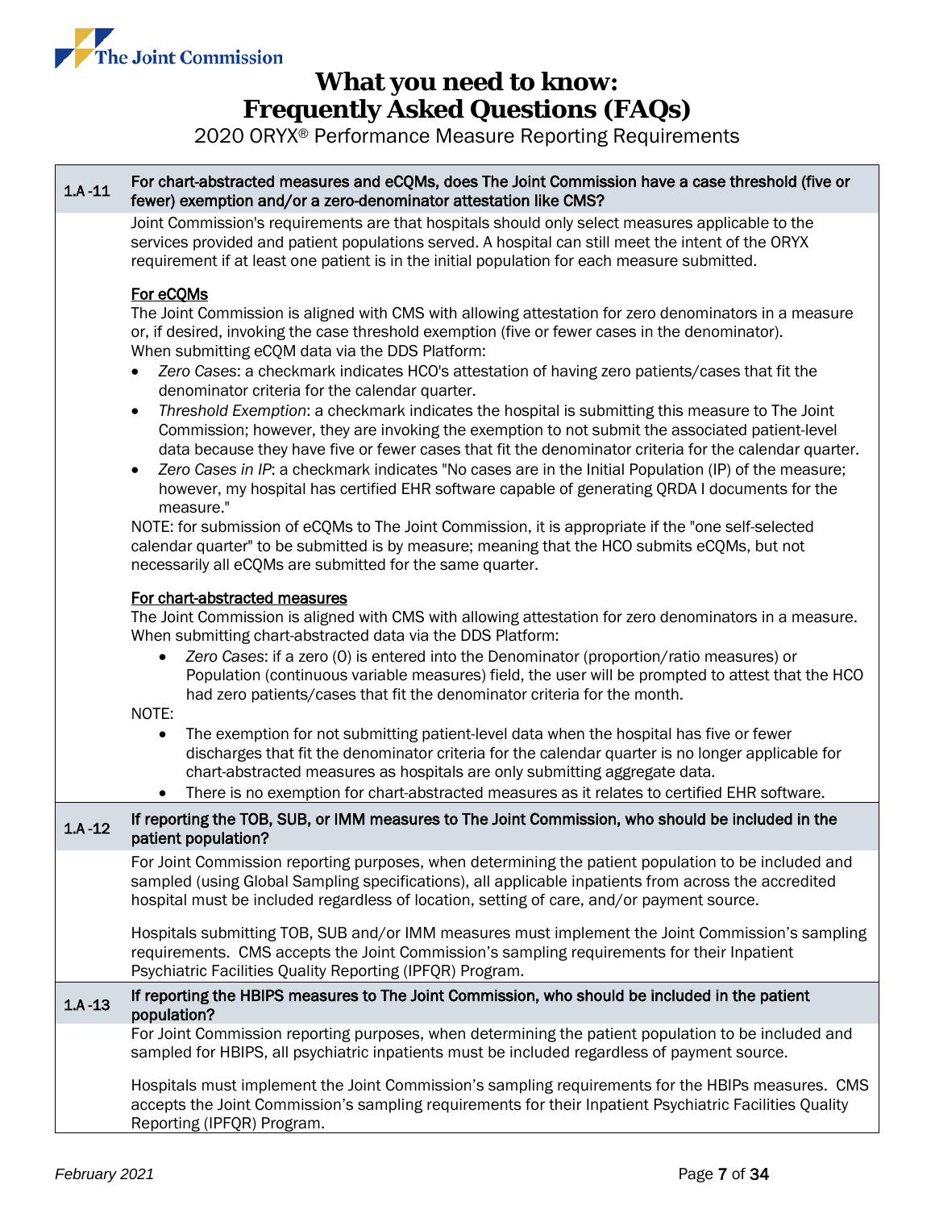**1.A-11 For chart-abstracted measures and eCQMs, does The Joint Commission have a case threshold (five or fewer) exemption and/or a zero-denominator attestation like CMS?**

Joint Commission's requirements are that hospitals should only select measures applicable to the services provided and patient populations served. A hospital can still meet the intent of the ORYX requirement if at least one patient is in the initial population for each measure submitted.

<u>For eCQMs</u>

The Joint Commission is aligned with CMS with allowing attestation for zero denominators in a measure or, if desired, invoking the case threshold exemption (five or fewer cases in the denominator). When submitting eCQM data via the DDS Platform:

- *Zero Cases*: a checkmark indicates HCO's attestation of having zero patients/cases that fit the denominator criteria for the calendar quarter.
- *Threshold Exemption*: a checkmark indicates the hospital is submitting this measure to The Joint Commission; however, they are invoking the exemption to not submit the associated patient-level data because they have five or fewer cases that fit the denominator criteria for the calendar quarter.
- *Zero Cases in IP*: a checkmark indicates "No cases are in the Initial Population (IP) of the measure; however, my hospital has certified EHR software capable of generating QRDA I documents for the measure."

NOTE: for submission of eCQMs to The Joint Commission, it is appropriate if the "one self-selected calendar quarter" to be submitted is by measure; meaning that the HCO submits eCQMs, but not necessarily all eCQMs are submitted for the same quarter.

<u>For chart-abstracted measures</u>

The Joint Commission is aligned with CMS with allowing attestation for zero denominators in a measure. When submitting chart-abstracted data via the DDS Platform:

- *Zero Cases*: if a zero (0) is entered into the Denominator (proportion/ratio measures) or Population (continuous variable measures) field, the user will be prompted to attest that the HCO had zero patients/cases that fit the denominator criteria for the month.

NOTE:

- The exemption for not submitting patient-level data when the hospital has five or fewer discharges that fit the denominator criteria for the calendar quarter is no longer applicable for chart-abstracted measures as hospitals are only submitting aggregate data.
- There is no exemption for chart-abstracted measures as it relates to certified EHR software.

**1.A-12 If reporting the TOB, SUB, or IMM measures to The Joint Commission, who should be included in the patient population?**

For Joint Commission reporting purposes, when determining the patient population to be included and sampled (using Global Sampling specifications), all applicable inpatients from across the accredited hospital must be included regardless of location, setting of care, and/or payment source.

Hospitals submitting TOB, SUB and/or IMM measures must implement the Joint Commission's sampling requirements. CMS accepts the Joint Commission's sampling requirements for their Inpatient Psychiatric Facilities Quality Reporting (IPFQR) Program.

**1.A-13 If reporting the HBIPS measures to The Joint Commission, who should be included in the patient population?**

For Joint Commission reporting purposes, when determining the patient population to be included and sampled for HBIPS, all psychiatric inpatients must be included regardless of payment source.

Hospitals must implement the Joint Commission's sampling requirements for the HBIPs measures. CMS accepts the Joint Commission's sampling requirements for their Inpatient Psychiatric Facilities Quality Reporting (IPFQR) Program.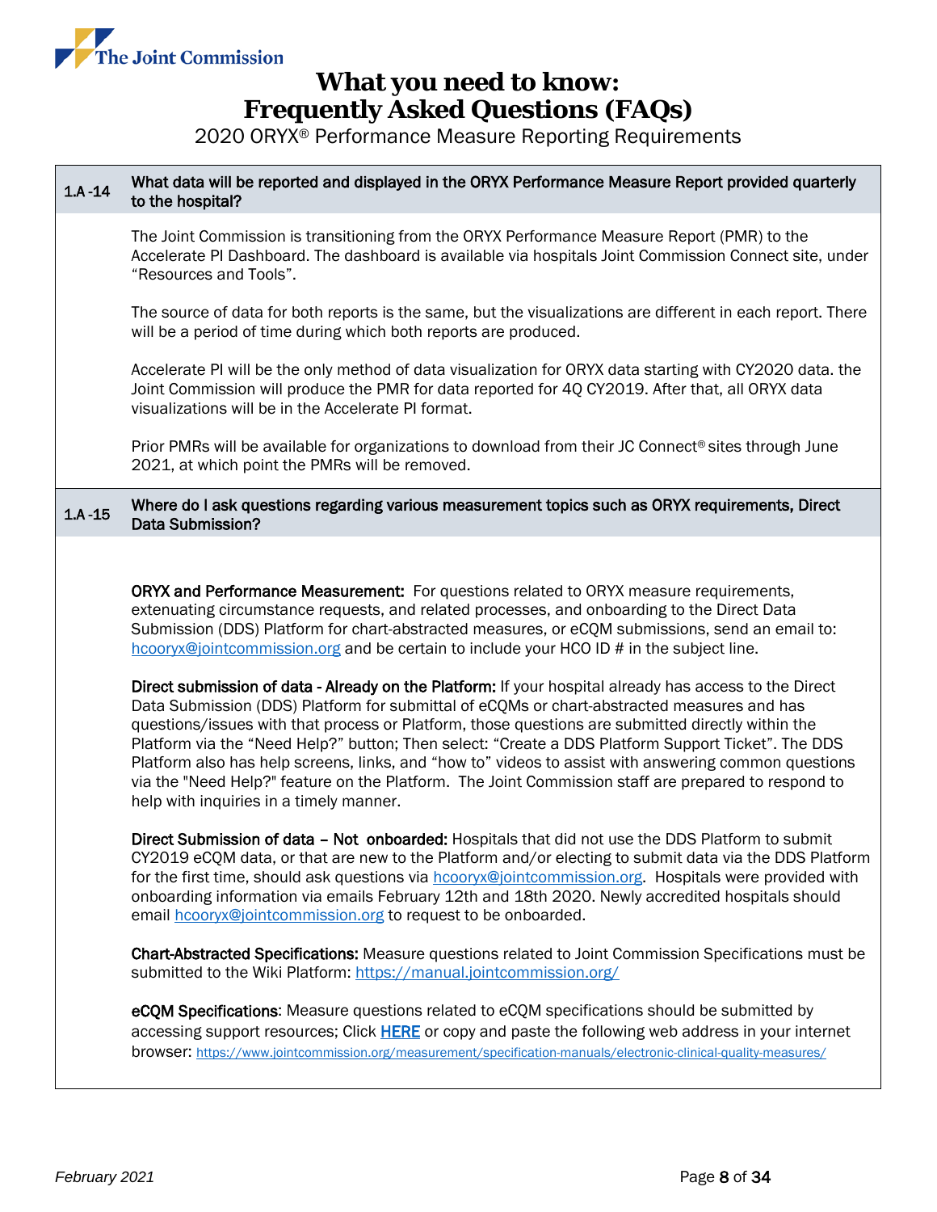# What you need to know: Frequently Asked Questions (FAQs)

2020 ORYX® Performance Measure Reporting Requirements

| | |
|---|---|
| **1.A -14** | **What data will be reported and displayed in the ORYX Performance Measure Report provided quarterly to the hospital?** |

The Joint Commission is transitioning from the ORYX Performance Measure Report (PMR) to the Accelerate PI Dashboard. The dashboard is available via hospitals Joint Commission Connect site, under "Resources and Tools".

The source of data for both reports is the same, but the visualizations are different in each report. There will be a period of time during which both reports are produced.

Accelerate PI will be the only method of data visualization for ORYX data starting with CY2020 data. the Joint Commission will produce the PMR for data reported for 4Q CY2019. After that, all ORYX data visualizations will be in the Accelerate PI format.

Prior PMRs will be available for organizations to download from their JC Connect® sites through June 2021, at which point the PMRs will be removed.

| | |
|---|---|
| **1.A -15** | **Where do I ask questions regarding various measurement topics such as ORYX requirements, Direct Data Submission?** |

**ORYX and Performance Measurement:** For questions related to ORYX measure requirements, extenuating circumstance requests, and related processes, and onboarding to the Direct Data Submission (DDS) Platform for chart-abstracted measures, or eCQM submissions, send an email to: hcooryx@jointcommission.org and be certain to include your HCO ID # in the subject line.

**Direct submission of data - Already on the Platform:** If your hospital already has access to the Direct Data Submission (DDS) Platform for submittal of eCQMs or chart-abstracted measures and has questions/issues with that process or Platform, those questions are submitted directly within the Platform via the "Need Help?" button; Then select: "Create a DDS Platform Support Ticket". The DDS Platform also has help screens, links, and "how to" videos to assist with answering common questions via the "Need Help?" feature on the Platform. The Joint Commission staff are prepared to respond to help with inquiries in a timely manner.

**Direct Submission of data – Not onboarded:** Hospitals that did not use the DDS Platform to submit CY2019 eCQM data, or that are new to the Platform and/or electing to submit data via the DDS Platform for the first time, should ask questions via hcooryx@jointcommission.org. Hospitals were provided with onboarding information via emails February 12th and 18th 2020. Newly accredited hospitals should email hcooryx@jointcommission.org to request to be onboarded.

**Chart-Abstracted Specifications:** Measure questions related to Joint Commission Specifications must be submitted to the Wiki Platform: https://manual.jointcommission.org/

**eCQM Specifications**: Measure questions related to eCQM specifications should be submitted by accessing support resources; Click **HERE** or copy and paste the following web address in your internet browser: https://www.jointcommission.org/measurement/specification-manuals/electronic-clinical-quality-measures/

February 2021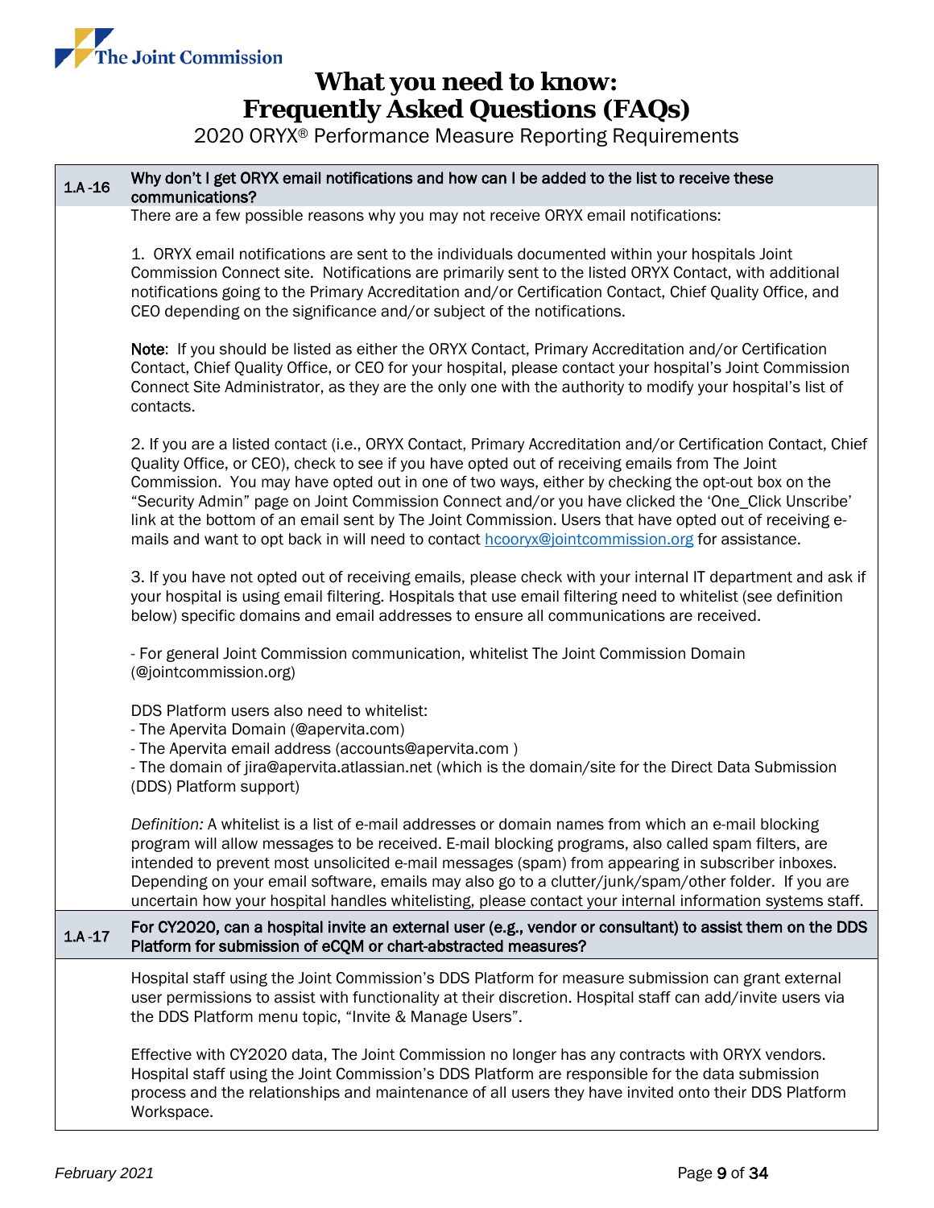**1.A-16 Why don't I get ORYX email notifications and how can I be added to the list to receive these communications?**

There are a few possible reasons why you may not receive ORYX email notifications:

1. ORYX email notifications are sent to the individuals documented within your hospitals Joint Commission Connect site. Notifications are primarily sent to the listed ORYX Contact, with additional notifications going to the Primary Accreditation and/or Certification Contact, Chief Quality Office, and CEO depending on the significance and/or subject of the notifications.

**Note**: If you should be listed as either the ORYX Contact, Primary Accreditation and/or Certification Contact, Chief Quality Office, or CEO for your hospital, please contact your hospital's Joint Commission Connect Site Administrator, as they are the only one with the authority to modify your hospital's list of contacts.

2. If you are a listed contact (i.e., ORYX Contact, Primary Accreditation and/or Certification Contact, Chief Quality Office, or CEO), check to see if you have opted out of receiving emails from The Joint Commission. You may have opted out in one of two ways, either by checking the opt-out box on the "Security Admin" page on Joint Commission Connect and/or you have clicked the 'One_Click Unscribe' link at the bottom of an email sent by The Joint Commission. Users that have opted out of receiving e-mails and want to opt back in will need to contact hcooryx@jointcommission.org for assistance.

3. If you have not opted out of receiving emails, please check with your internal IT department and ask if your hospital is using email filtering. Hospitals that use email filtering need to whitelist (see definition below) specific domains and email addresses to ensure all communications are received.

- For general Joint Commission communication, whitelist The Joint Commission Domain (@jointcommission.org)

DDS Platform users also need to whitelist:
- The Apervita Domain (@apervita.com)
- The Apervita email address (accounts@apervita.com )
- The domain of jira@apervita.atlassian.net (which is the domain/site for the Direct Data Submission (DDS) Platform support)

*Definition:* A whitelist is a list of e-mail addresses or domain names from which an e-mail blocking program will allow messages to be received. E-mail blocking programs, also called spam filters, are intended to prevent most unsolicited e-mail messages (spam) from appearing in subscriber inboxes. Depending on your email software, emails may also go to a clutter/junk/spam/other folder. If you are uncertain how your hospital handles whitelisting, please contact your internal information systems staff.

**1.A-17 For CY2020, can a hospital invite an external user (e.g., vendor or consultant) to assist them on the DDS Platform for submission of eCQM or chart-abstracted measures?**

Hospital staff using the Joint Commission's DDS Platform for measure submission can grant external user permissions to assist with functionality at their discretion. Hospital staff can add/invite users via the DDS Platform menu topic, "Invite & Manage Users".

Effective with CY2020 data, The Joint Commission no longer has any contracts with ORYX vendors. Hospital staff using the Joint Commission's DDS Platform are responsible for the data submission process and the relationships and maintenance of all users they have invited onto their DDS Platform Workspace.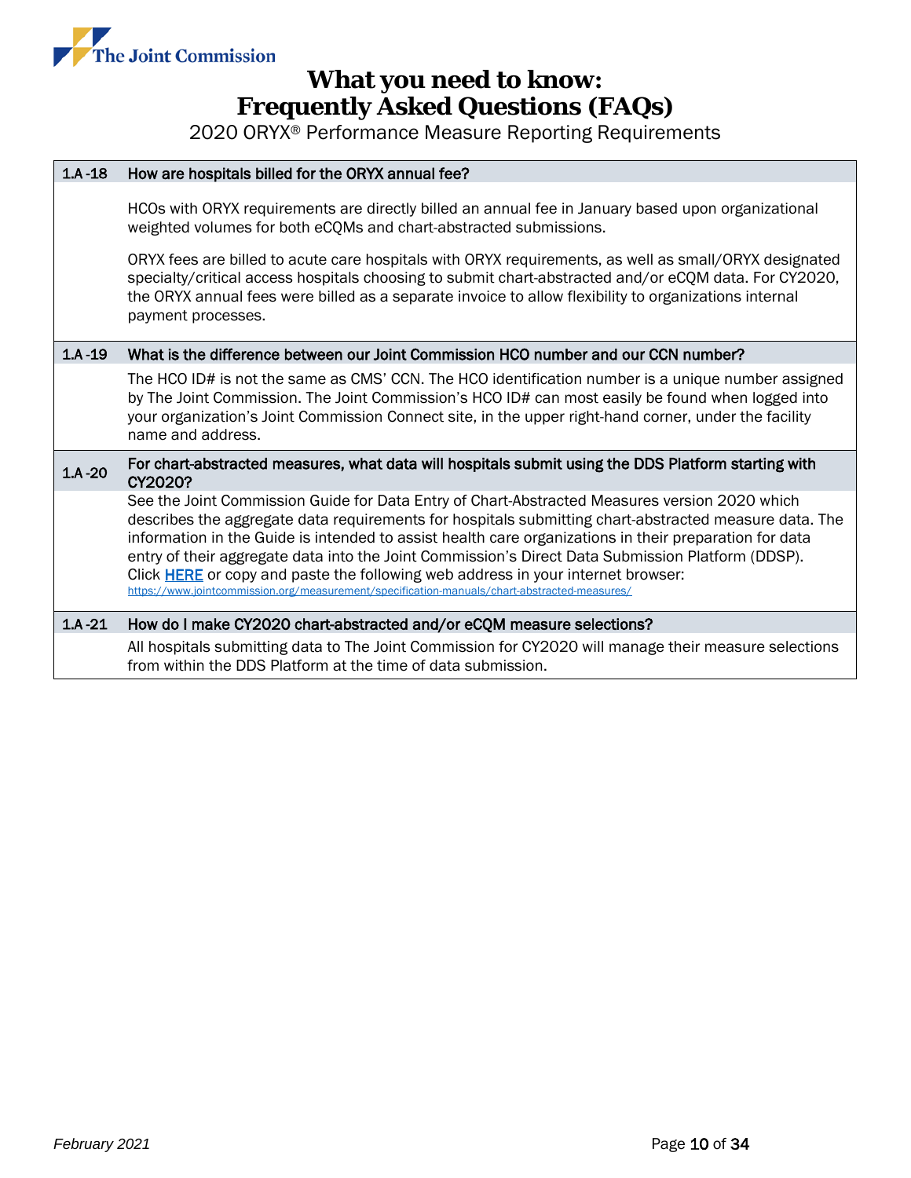| | |
|---|---|
| **1.A-18** | **How are hospitals billed for the ORYX annual fee?** |
| | HCOs with ORYX requirements are directly billed an annual fee in January based upon organizational weighted volumes for both eCQMs and chart-abstracted submissions.<br><br>ORYX fees are billed to acute care hospitals with ORYX requirements, as well as small/ORYX designated specialty/critical access hospitals choosing to submit chart-abstracted and/or eCQM data. For CY2020, the ORYX annual fees were billed as a separate invoice to allow flexibility to organizations internal payment processes. |
| **1.A-19** | **What is the difference between our Joint Commission HCO number and our CCN number?** |
| | The HCO ID# is not the same as CMS' CCN. The HCO identification number is a unique number assigned by The Joint Commission. The Joint Commission's HCO ID# can most easily be found when logged into your organization's Joint Commission Connect site, in the upper right-hand corner, under the facility name and address. |
| **1.A-20** | **For chart-abstracted measures, what data will hospitals submit using the DDS Platform starting with CY2020?** |
| | See the Joint Commission Guide for Data Entry of Chart-Abstracted Measures version 2020 which describes the aggregate data requirements for hospitals submitting chart-abstracted measure data. The information in the Guide is intended to assist health care organizations in their preparation for data entry of their aggregate data into the Joint Commission's Direct Data Submission Platform (DDSP). Click [HERE](https://www.jointcommission.org/measurement/specification-manuals/chart-abstracted-measures/) or copy and paste the following web address in your internet browser: https://www.jointcommission.org/measurement/specification-manuals/chart-abstracted-measures/ |
| **1.A-21** | **How do I make CY2020 chart-abstracted and/or eCQM measure selections?** |
| | All hospitals submitting data to The Joint Commission for CY2020 will manage their measure selections from within the DDS Platform at the time of data submission. |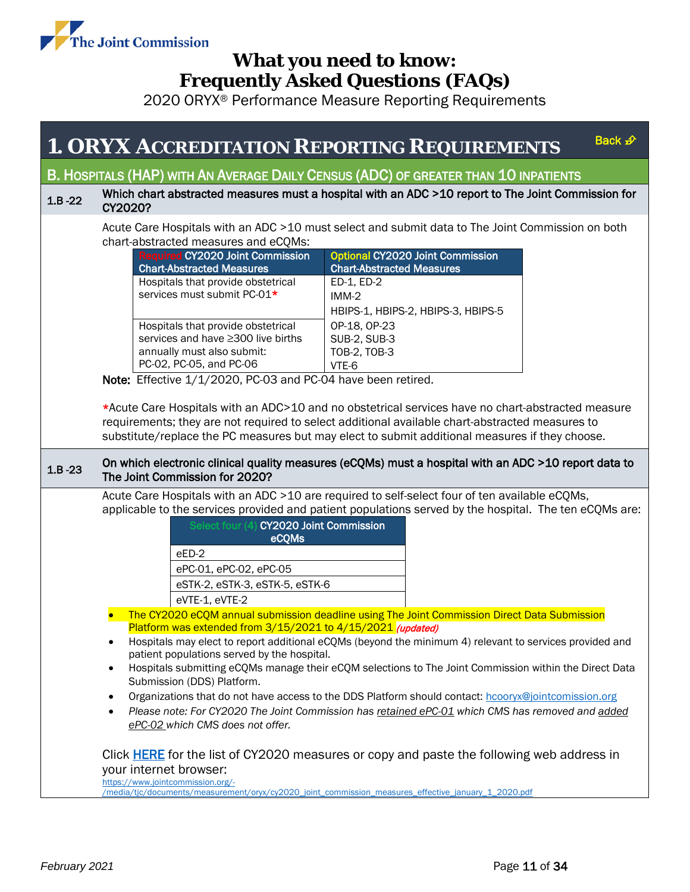# What you need to know: Frequently Asked Questions (FAQs)

2020 ORYX® Performance Measure Reporting Requirements

## 1. ORYX Accreditation Reporting Requirements

Back

### B. Hospitals (HAP) with an Average Daily Census (ADC) of greater than 10 inpatients

**1.B -22 Which chart abstracted measures must a hospital with an ADC >10 report to The Joint Commission for CY2020?**

Acute Care Hospitals with an ADC >10 must select and submit data to The Joint Commission on both chart-abstracted measures and eCQMs:

| Required CY2020 Joint Commission Chart-Abstracted Measures | Optional CY2020 Joint Commission Chart-Abstracted Measures |
|---|---|
| Hospitals that provide obstetrical services must submit PC-01* | ED-1, ED-2<br>IMM-2<br>HBIPS-1, HBIPS-2, HBIPS-3, HBIPS-5 |
| Hospitals that provide obstetrical services and have ≥300 live births annually must also submit: PC-02, PC-05, and PC-06 | OP-18, OP-23<br>SUB-2, SUB-3<br>TOB-2, TOB-3<br>VTE-6 |

**Note:** Effective 1/1/2020, PC-03 and PC-04 have been retired.

*Acute Care Hospitals with an ADC>10 and no obstetrical services have no chart-abstracted measure requirements; they are not required to select additional available chart-abstracted measures to substitute/replace the PC measures but may elect to submit additional measures if they choose.

**1.B -23 On which electronic clinical quality measures (eCQMs) must a hospital with an ADC >10 report data to The Joint Commission for 2020?**

Acute Care Hospitals with an ADC >10 are required to self-select four of ten available eCQMs, applicable to the services provided and patient populations served by the hospital. The ten eCQMs are:

| Select four (4) CY2020 Joint Commission eCQMs |
|---|
| eED-2 |
| ePC-01, ePC-02, ePC-05 |
| eSTK-2, eSTK-3, eSTK-5, eSTK-6 |
| eVTE-1, eVTE-2 |

- The CY2020 eCQM annual submission deadline using The Joint Commission Direct Data Submission Platform was extended from 3/15/2021 to 4/15/2021 *(updated)*
- Hospitals may elect to report additional eCQMs (beyond the minimum 4) relevant to services provided and patient populations served by the hospital.
- Hospitals submitting eCQMs manage their eCQM selections to The Joint Commission within the Direct Data Submission (DDS) Platform.
- Organizations that do not have access to the DDS Platform should contact: hcooryx@jointcomission.org
- *Please note: For CY2020 The Joint Commission has retained ePC-01 which CMS has removed and added ePC-02 which CMS does not offer.*

Click HERE for the list of CY2020 measures or copy and paste the following web address in your internet browser:
https://www.jointcommission.org/-/media/tjc/documents/measurement/oryx/cy2020_joint_commission_measures_effective_january_1_2020.pdf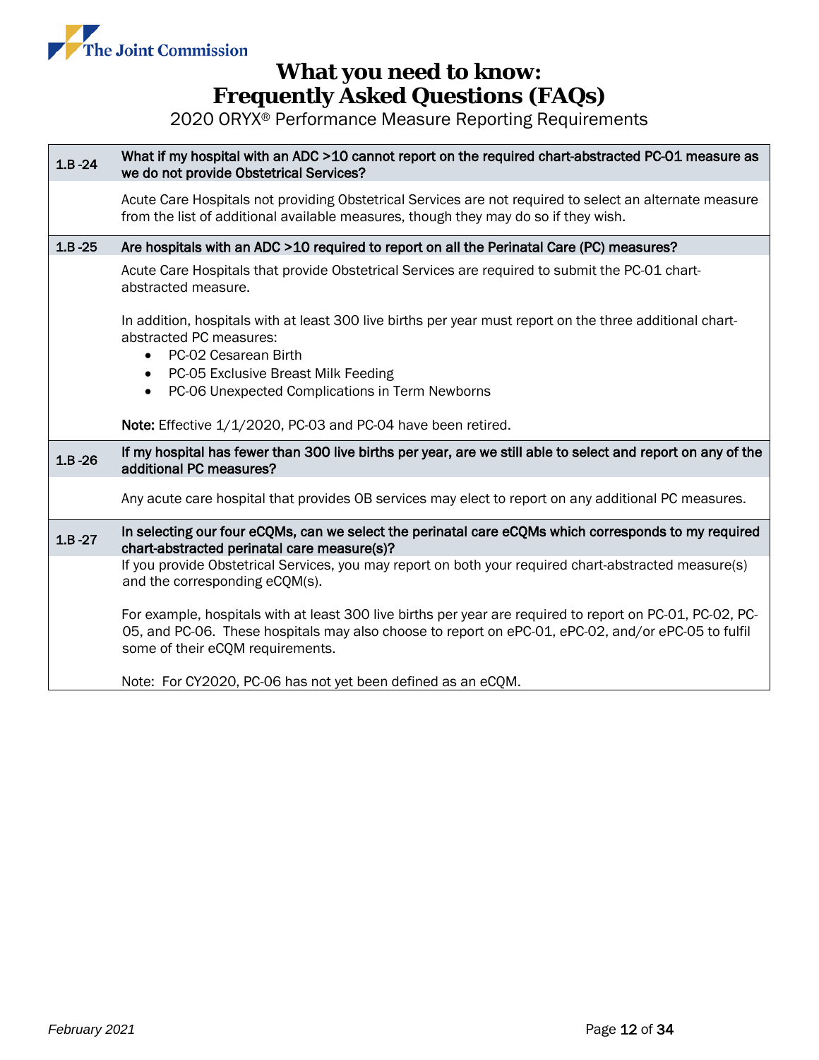| | |
|---|---|
| **1.B -24** | **What if my hospital with an ADC >10 cannot report on the required chart-abstracted PC-01 measure as we do not provide Obstetrical Services?** |
| | Acute Care Hospitals not providing Obstetrical Services are not required to select an alternate measure from the list of additional available measures, though they may do so if they wish. |
| **1.B -25** | **Are hospitals with an ADC >10 required to report on all the Perinatal Care (PC) measures?** |
| | Acute Care Hospitals that provide Obstetrical Services are required to submit the PC-01 chart-abstracted measure.<br><br>In addition, hospitals with at least 300 live births per year must report on the three additional chart-abstracted PC measures:<br>• PC-02 Cesarean Birth<br>• PC-05 Exclusive Breast Milk Feeding<br>• PC-06 Unexpected Complications in Term Newborns<br><br>**Note:** Effective 1/1/2020, PC-03 and PC-04 have been retired. |
| **1.B -26** | **If my hospital has fewer than 300 live births per year, are we still able to select and report on any of the additional PC measures?** |
| | Any acute care hospital that provides OB services may elect to report on any additional PC measures. |
| **1.B -27** | **In selecting our four eCQMs, can we select the perinatal care eCQMs which corresponds to my required chart-abstracted perinatal care measure(s)?** |
| | If you provide Obstetrical Services, you may report on both your required chart-abstracted measure(s) and the corresponding eCQM(s).<br><br>For example, hospitals with at least 300 live births per year are required to report on PC-01, PC-02, PC-05, and PC-06. These hospitals may also choose to report on ePC-01, ePC-02, and/or ePC-05 to fulfil some of their eCQM requirements.<br><br>Note: For CY2020, PC-06 has not yet been defined as an eCQM. |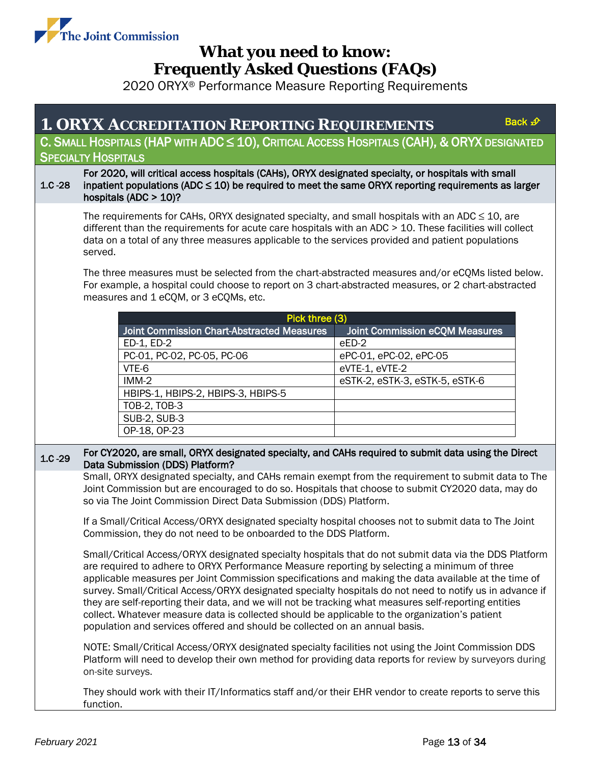# What you need to know: Frequently Asked Questions (FAQs)

2020 ORYX® Performance Measure Reporting Requirements

## 1. ORYX Accreditation Reporting Requirements

Back

### C. Small Hospitals (HAP with ADC ≤ 10), Critical Access Hospitals (CAH), & ORYX designated Specialty Hospitals

**1.C -28 For 2020, will critical access hospitals (CAHs), ORYX designated specialty, or hospitals with small inpatient populations (ADC ≤ 10) be required to meet the same ORYX reporting requirements as larger hospitals (ADC > 10)?**

The requirements for CAHs, ORYX designated specialty, and small hospitals with an ADC ≤ 10, are different than the requirements for acute care hospitals with an ADC > 10. These facilities will collect data on a total of any three measures applicable to the services provided and patient populations served.

The three measures must be selected from the chart-abstracted measures and/or eCQMs listed below. For example, a hospital could choose to report on 3 chart-abstracted measures, or 2 chart-abstracted measures and 1 eCQM, or 3 eCQMs, etc.

| Pick three (3) | |
|---|---|
| **Joint Commission Chart-Abstracted Measures** | **Joint Commission eCQM Measures** |
| ED-1, ED-2 | eED-2 |
| PC-01, PC-02, PC-05, PC-06 | ePC-01, ePC-02, ePC-05 |
| VTE-6 | eVTE-1, eVTE-2 |
| IMM-2 | eSTK-2, eSTK-3, eSTK-5, eSTK-6 |
| HBIPS-1, HBIPS-2, HBIPS-3, HBIPS-5 | |
| TOB-2, TOB-3 | |
| SUB-2, SUB-3 | |
| OP-18, OP-23 | |

**1.C -29 For CY2020, are small, ORYX designated specialty, and CAHs required to submit data using the Direct Data Submission (DDS) Platform?**

Small, ORYX designated specialty, and CAHs remain exempt from the requirement to submit data to The Joint Commission but are encouraged to do so. Hospitals that choose to submit CY2020 data, may do so via The Joint Commission Direct Data Submission (DDS) Platform.

If a Small/Critical Access/ORYX designated specialty hospital chooses not to submit data to The Joint Commission, they do not need to be onboarded to the DDS Platform.

Small/Critical Access/ORYX designated specialty hospitals that do not submit data via the DDS Platform are required to adhere to ORYX Performance Measure reporting by selecting a minimum of three applicable measures per Joint Commission specifications and making the data available at the time of survey. Small/Critical Access/ORYX designated specialty hospitals do not need to notify us in advance if they are self-reporting their data, and we will not be tracking what measures self-reporting entities collect. Whatever measure data is collected should be applicable to the organization's patient population and services offered and should be collected on an annual basis.

NOTE: Small/Critical Access/ORYX designated specialty facilities not using the Joint Commission DDS Platform will need to develop their own method for providing data reports for review by surveyors during on-site surveys.

They should work with their IT/Informatics staff and/or their EHR vendor to create reports to serve this function.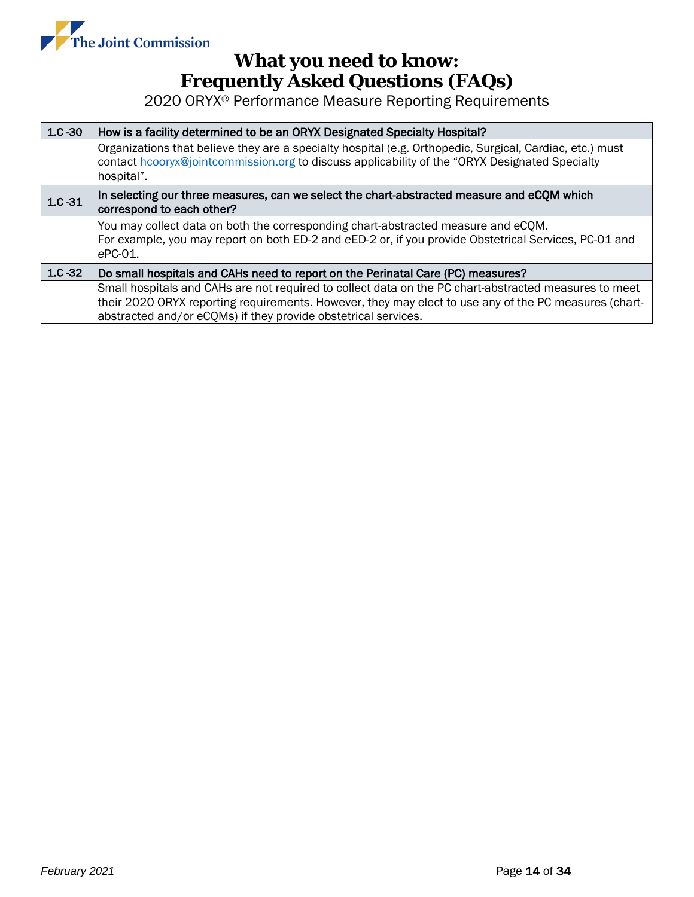# What you need to know: Frequently Asked Questions (FAQs)

2020 ORYX® Performance Measure Reporting Requirements

| | |
|---|---|
| **1.C -30** | **How is a facility determined to be an ORYX Designated Specialty Hospital?** |
| | Organizations that believe they are a specialty hospital (e.g. Orthopedic, Surgical, Cardiac, etc.) must contact hcooryx@jointcommission.org to discuss applicability of the "ORYX Designated Specialty hospital". |
| **1.C -31** | **In selecting our three measures, can we select the chart-abstracted measure and eCQM which correspond to each other?** |
| | You may collect data on both the corresponding chart-abstracted measure and eCQM. For example, you may report on both ED-2 and *e*ED-2 or, if you provide Obstetrical Services, PC-01 and *e*PC-01. |
| **1.C -32** | **Do small hospitals and CAHs need to report on the Perinatal Care (PC) measures?** |
| | Small hospitals and CAHs are not required to collect data on the PC chart-abstracted measures to meet their 2020 ORYX reporting requirements. However, they may elect to use any of the PC measures (chart-abstracted and/or eCQMs) if they provide obstetrical services. |

*February 2021*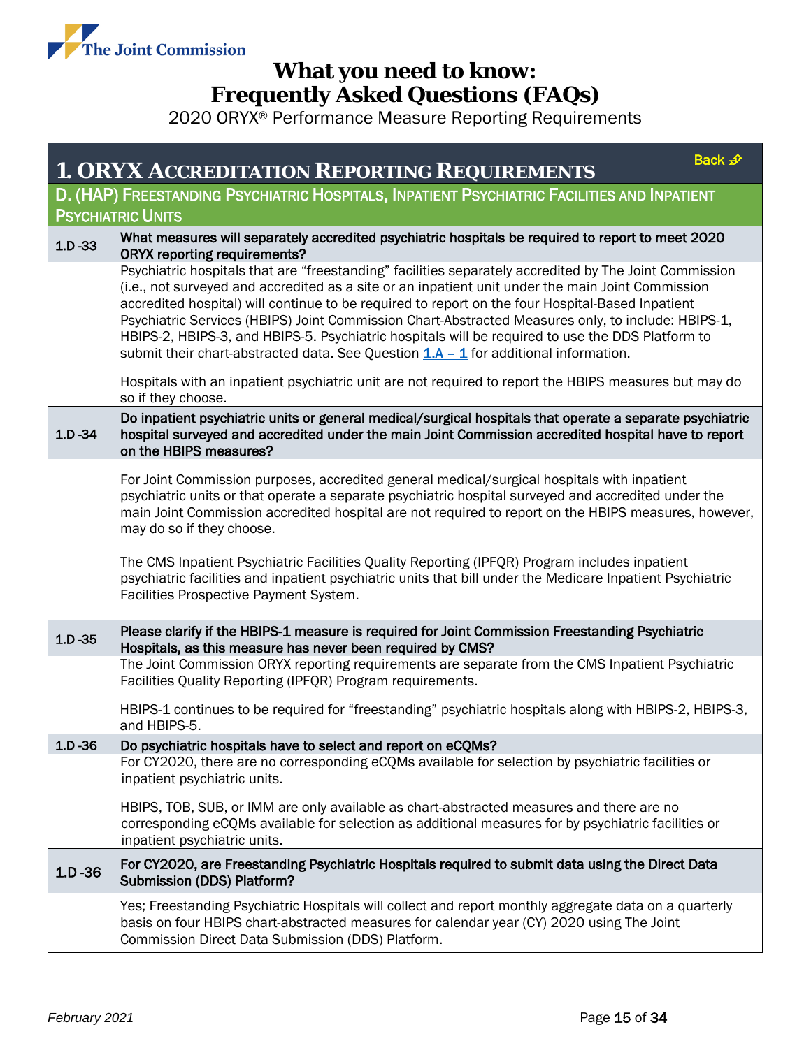# What you need to know: Frequently Asked Questions (FAQs)

2020 ORYX® Performance Measure Reporting Requirements

## 1. ORYX Accreditation Reporting Requirements

Back

### D. (HAP) Freestanding Psychiatric Hospitals, Inpatient Psychiatric Facilities and Inpatient Psychiatric Units

**1.D -33 What measures will separately accredited psychiatric hospitals be required to report to meet 2020 ORYX reporting requirements?**

Psychiatric hospitals that are "freestanding" facilities separately accredited by The Joint Commission (i.e., not surveyed and accredited as a site or an inpatient unit under the main Joint Commission accredited hospital) will continue to be required to report on the four Hospital-Based Inpatient Psychiatric Services (HBIPS) Joint Commission Chart-Abstracted Measures only, to include: HBIPS-1, HBIPS-2, HBIPS-3, and HBIPS-5. Psychiatric hospitals will be required to use the DDS Platform to submit their chart-abstracted data. See Question 1.A – 1 for additional information.

Hospitals with an inpatient psychiatric unit are not required to report the HBIPS measures but may do so if they choose.

**1.D -34 Do inpatient psychiatric units or general medical/surgical hospitals that operate a separate psychiatric hospital surveyed and accredited under the main Joint Commission accredited hospital have to report on the HBIPS measures?**

For Joint Commission purposes, accredited general medical/surgical hospitals with inpatient psychiatric units or that operate a separate psychiatric hospital surveyed and accredited under the main Joint Commission accredited hospital are not required to report on the HBIPS measures, however, may do so if they choose.

The CMS Inpatient Psychiatric Facilities Quality Reporting (IPFQR) Program includes inpatient psychiatric facilities and inpatient psychiatric units that bill under the Medicare Inpatient Psychiatric Facilities Prospective Payment System.

**1.D -35 Please clarify if the HBIPS-1 measure is required for Joint Commission Freestanding Psychiatric Hospitals, as this measure has never been required by CMS?**

The Joint Commission ORYX reporting requirements are separate from the CMS Inpatient Psychiatric Facilities Quality Reporting (IPFQR) Program requirements.

HBIPS-1 continues to be required for "freestanding" psychiatric hospitals along with HBIPS-2, HBIPS-3, and HBIPS-5.

**1.D -36 Do psychiatric hospitals have to select and report on eCQMs?**

For CY2020, there are no corresponding eCQMs available for selection by psychiatric facilities or inpatient psychiatric units.

HBIPS, TOB, SUB, or IMM are only available as chart-abstracted measures and there are no corresponding eCQMs available for selection as additional measures for by psychiatric facilities or inpatient psychiatric units.

**1.D -36 For CY2020, are Freestanding Psychiatric Hospitals required to submit data using the Direct Data Submission (DDS) Platform?**

Yes; Freestanding Psychiatric Hospitals will collect and report monthly aggregate data on a quarterly basis on four HBIPS chart-abstracted measures for calendar year (CY) 2020 using The Joint Commission Direct Data Submission (DDS) Platform.

*February 2021*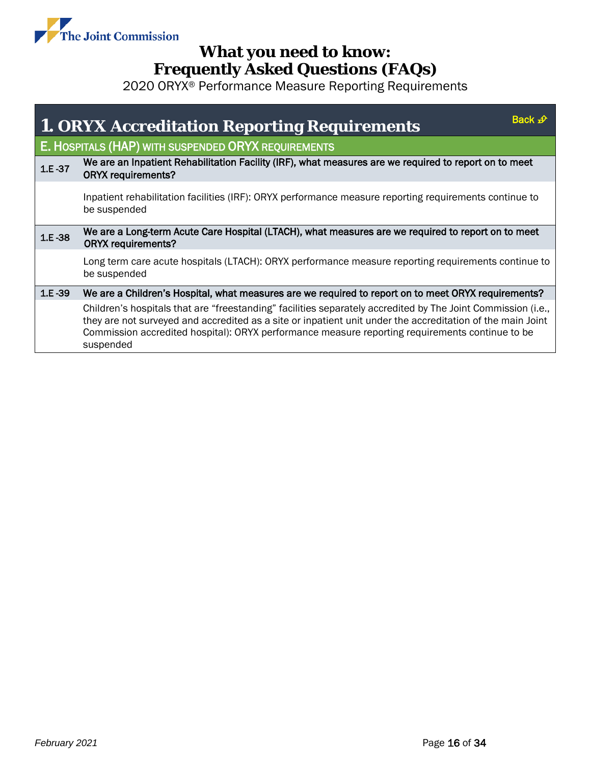# 1. ORYX Accreditation Reporting Requirements

Back

## E. Hospitals (HAP) with suspended ORYX requirements

**1.E -37 We are an Inpatient Rehabilitation Facility (IRF), what measures are we required to report on to meet ORYX requirements?**

Inpatient rehabilitation facilities (IRF): ORYX performance measure reporting requirements continue to be suspended

**1.E -38 We are a Long-term Acute Care Hospital (LTACH), what measures are we required to report on to meet ORYX requirements?**

Long term care acute hospitals (LTACH): ORYX performance measure reporting requirements continue to be suspended

**1.E -39 We are a Children's Hospital, what measures are we required to report on to meet ORYX requirements?**

Children's hospitals that are "freestanding" facilities separately accredited by The Joint Commission (i.e., they are not surveyed and accredited as a site or inpatient unit under the accreditation of the main Joint Commission accredited hospital): ORYX performance measure reporting requirements continue to be suspended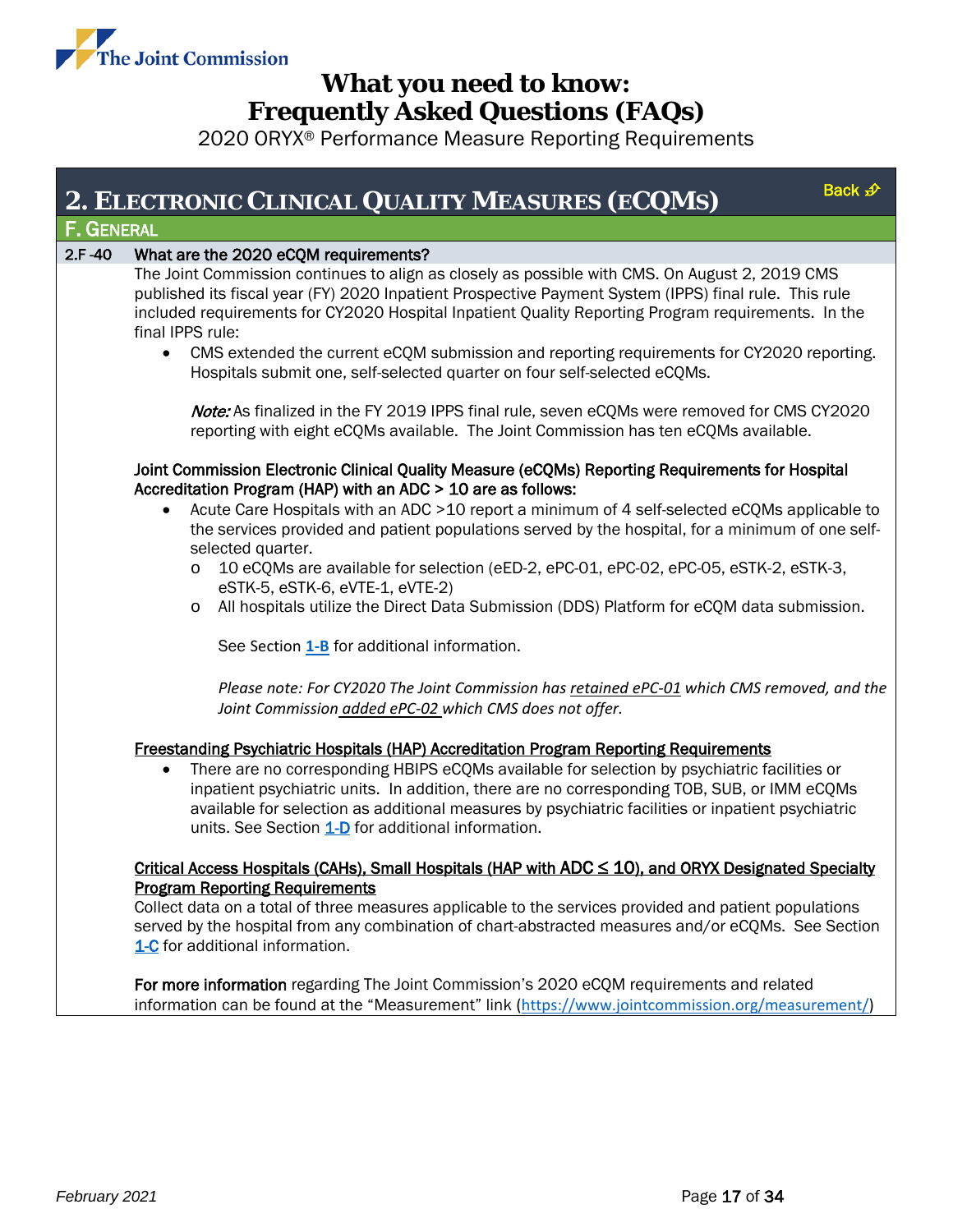# 2. Electronic Clinical Quality Measures (eCQMs)

Back

## F. General

**2.F-40 What are the 2020 eCQM requirements?**

The Joint Commission continues to align as closely as possible with CMS. On August 2, 2019 CMS published its fiscal year (FY) 2020 Inpatient Prospective Payment System (IPPS) final rule. This rule included requirements for CY2020 Hospital Inpatient Quality Reporting Program requirements. In the final IPPS rule:

- CMS extended the current eCQM submission and reporting requirements for CY2020 reporting. Hospitals submit one, self-selected quarter on four self-selected eCQMs.

  *Note:* As finalized in the FY 2019 IPPS final rule, seven eCQMs were removed for CMS CY2020 reporting with eight eCQMs available. The Joint Commission has ten eCQMs available.

**Joint Commission Electronic Clinical Quality Measure (eCQMs) Reporting Requirements for Hospital Accreditation Program (HAP) with an ADC > 10 are as follows:**

- Acute Care Hospitals with an ADC >10 report a minimum of 4 self-selected eCQMs applicable to the services provided and patient populations served by the hospital, for a minimum of one self-selected quarter.
  - 10 eCQMs are available for selection (eED-2, ePC-01, ePC-02, ePC-05, eSTK-2, eSTK-3, eSTK-5, eSTK-6, eVTE-1, eVTE-2)
  - All hospitals utilize the Direct Data Submission (DDS) Platform for eCQM data submission.

    See Section 1-B for additional information.

    *Please note: For CY2020 The Joint Commission has retained ePC-01 which CMS removed, and the Joint Commission added ePC-02 which CMS does not offer.*

**Freestanding Psychiatric Hospitals (HAP) Accreditation Program Reporting Requirements**

- There are no corresponding HBIPS eCQMs available for selection by psychiatric facilities or inpatient psychiatric units. In addition, there are no corresponding TOB, SUB, or IMM eCQMs available for selection as additional measures by psychiatric facilities or inpatient psychiatric units. See Section 1-D for additional information.

**Critical Access Hospitals (CAHs), Small Hospitals (HAP with ADC ≤ 10), and ORYX Designated Specialty Program Reporting Requirements**

Collect data on a total of three measures applicable to the services provided and patient populations served by the hospital from any combination of chart-abstracted measures and/or eCQMs. See Section 1-C for additional information.

**For more information** regarding The Joint Commission's 2020 eCQM requirements and related information can be found at the "Measurement" link (https://www.jointcommission.org/measurement/)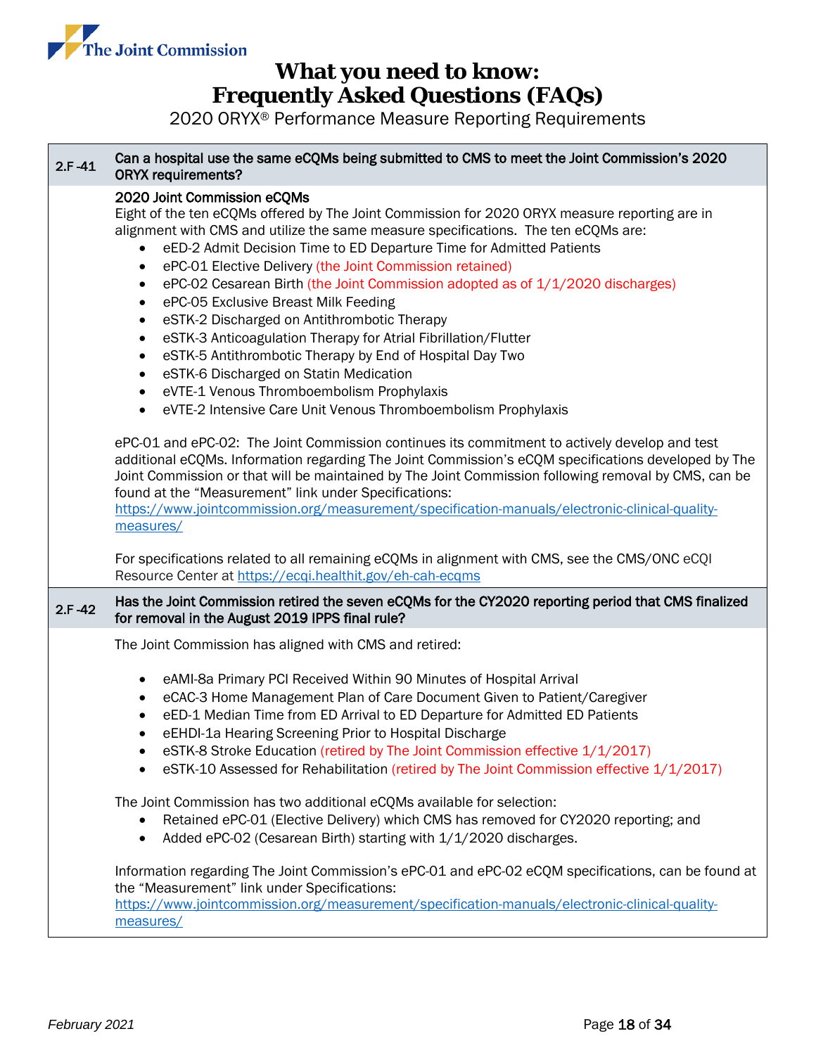# What you need to know: Frequently Asked Questions (FAQs)

2020 ORYX® Performance Measure Reporting Requirements

**2.F-41 Can a hospital use the same eCQMs being submitted to CMS to meet the Joint Commission's 2020 ORYX requirements?**

**2020 Joint Commission eCQMs**

Eight of the ten eCQMs offered by The Joint Commission for 2020 ORYX measure reporting are in alignment with CMS and utilize the same measure specifications. The ten eCQMs are:

- eED-2 Admit Decision Time to ED Departure Time for Admitted Patients
- ePC-01 Elective Delivery (the Joint Commission retained)
- ePC-02 Cesarean Birth (the Joint Commission adopted as of 1/1/2020 discharges)
- ePC-05 Exclusive Breast Milk Feeding
- eSTK-2 Discharged on Antithrombotic Therapy
- eSTK-3 Anticoagulation Therapy for Atrial Fibrillation/Flutter
- eSTK-5 Antithrombotic Therapy by End of Hospital Day Two
- eSTK-6 Discharged on Statin Medication
- eVTE-1 Venous Thromboembolism Prophylaxis
- eVTE-2 Intensive Care Unit Venous Thromboembolism Prophylaxis

ePC-01 and ePC-02: The Joint Commission continues its commitment to actively develop and test additional eCQMs. Information regarding The Joint Commission's eCQM specifications developed by The Joint Commission or that will be maintained by The Joint Commission following removal by CMS, can be found at the "Measurement" link under Specifications:
https://www.jointcommission.org/measurement/specification-manuals/electronic-clinical-quality-measures/

For specifications related to all remaining eCQMs in alignment with CMS, see the CMS/ONC eCQI Resource Center at https://ecqi.healthit.gov/eh-cah-ecqms

**2.F-42 Has the Joint Commission retired the seven eCQMs for the CY2020 reporting period that CMS finalized for removal in the August 2019 IPPS final rule?**

The Joint Commission has aligned with CMS and retired:

- eAMI-8a Primary PCI Received Within 90 Minutes of Hospital Arrival
- eCAC-3 Home Management Plan of Care Document Given to Patient/Caregiver
- eED-1 Median Time from ED Arrival to ED Departure for Admitted ED Patients
- eEHDI-1a Hearing Screening Prior to Hospital Discharge
- eSTK-8 Stroke Education (retired by The Joint Commission effective 1/1/2017)
- eSTK-10 Assessed for Rehabilitation (retired by The Joint Commission effective 1/1/2017)

The Joint Commission has two additional eCQMs available for selection:

- Retained ePC-01 (Elective Delivery) which CMS has removed for CY2020 reporting; and
- Added ePC-02 (Cesarean Birth) starting with 1/1/2020 discharges.

Information regarding The Joint Commission's ePC-01 and ePC-02 eCQM specifications, can be found at the "Measurement" link under Specifications:
https://www.jointcommission.org/measurement/specification-manuals/electronic-clinical-quality-measures/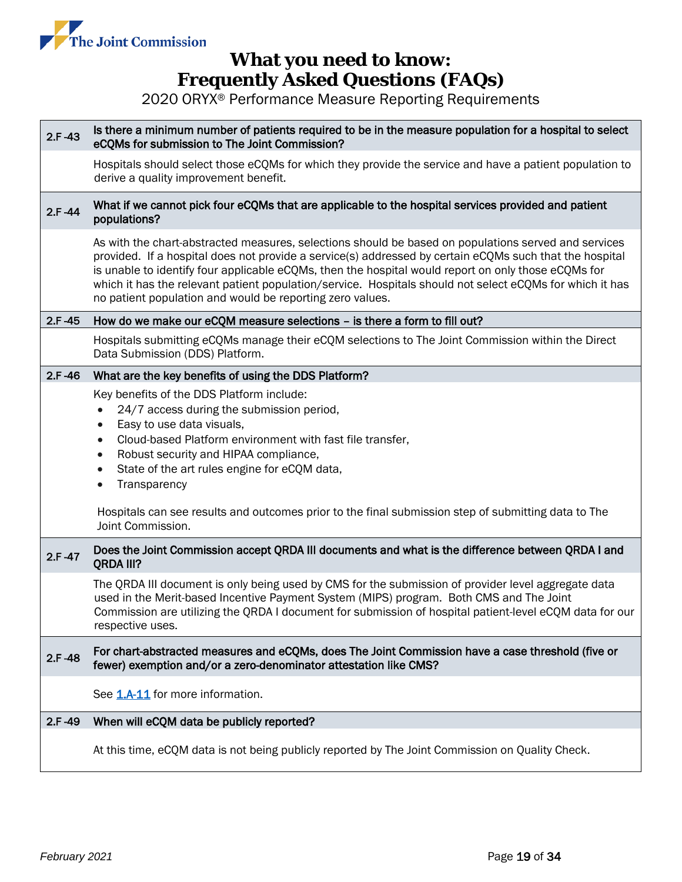# What you need to know: Frequently Asked Questions (FAQs)

2020 ORYX® Performance Measure Reporting Requirements

**2.F-43 Is there a minimum number of patients required to be in the measure population for a hospital to select eCQMs for submission to The Joint Commission?**

Hospitals should select those eCQMs for which they provide the service and have a patient population to derive a quality improvement benefit.

**2.F-44 What if we cannot pick four eCQMs that are applicable to the hospital services provided and patient populations?**

As with the chart-abstracted measures, selections should be based on populations served and services provided. If a hospital does not provide a service(s) addressed by certain eCQMs such that the hospital is unable to identify four applicable eCQMs, then the hospital would report on only those eCQMs for which it has the relevant patient population/service. Hospitals should not select eCQMs for which it has no patient population and would be reporting zero values.

**2.F-45 How do we make our eCQM measure selections – is there a form to fill out?**

Hospitals submitting eCQMs manage their eCQM selections to The Joint Commission within the Direct Data Submission (DDS) Platform.

**2.F-46 What are the key benefits of using the DDS Platform?**

Key benefits of the DDS Platform include:

- 24/7 access during the submission period,
- Easy to use data visuals,
- Cloud-based Platform environment with fast file transfer,
- Robust security and HIPAA compliance,
- State of the art rules engine for eCQM data,
- Transparency

Hospitals can see results and outcomes prior to the final submission step of submitting data to The Joint Commission.

**2.F-47 Does the Joint Commission accept QRDA III documents and what is the difference between QRDA I and QRDA III?**

The QRDA III document is only being used by CMS for the submission of provider level aggregate data used in the Merit-based Incentive Payment System (MIPS) program. Both CMS and The Joint Commission are utilizing the QRDA I document for submission of hospital patient-level eCQM data for our respective uses.

**2.F-48 For chart-abstracted measures and eCQMs, does The Joint Commission have a case threshold (five or fewer) exemption and/or a zero-denominator attestation like CMS?**

See 1.A-11 for more information.

**2.F-49 When will eCQM data be publicly reported?**

At this time, eCQM data is not being publicly reported by The Joint Commission on Quality Check.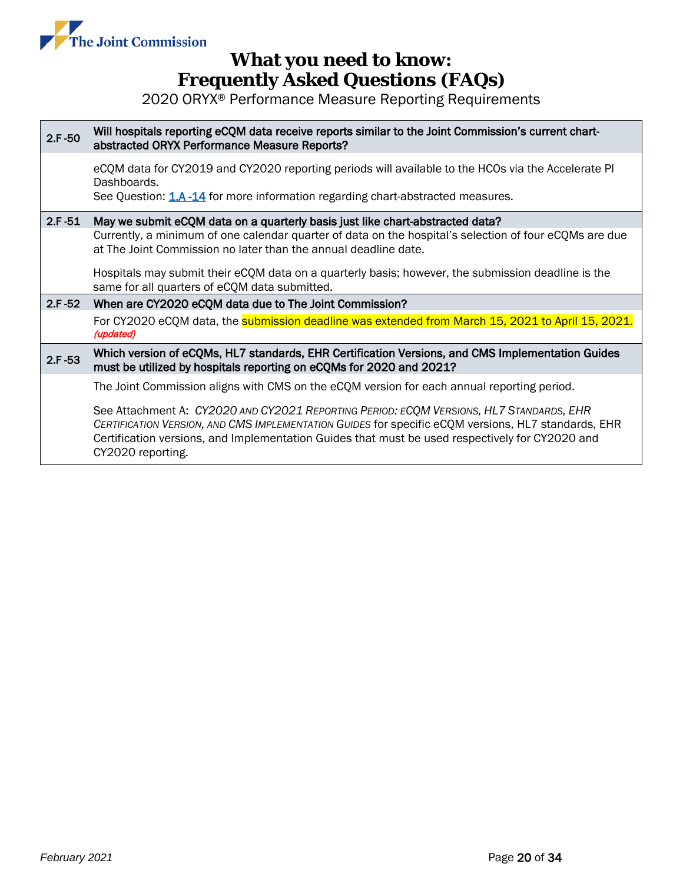| | |
|---|---|
| **2.F -50** | **Will hospitals reporting eCQM data receive reports similar to the Joint Commission's current chart-abstracted ORYX Performance Measure Reports?** |
| | eCQM data for CY2019 and CY2020 reporting periods will available to the HCOs via the Accelerate PI Dashboards.<br>See Question: 1.A -14 for more information regarding chart-abstracted measures. |
| **2.F -51** | **May we submit eCQM data on a quarterly basis just like chart-abstracted data?** |
| | Currently, a minimum of one calendar quarter of data on the hospital's selection of four eCQMs are due at The Joint Commission no later than the annual deadline date.<br><br>Hospitals may submit their eCQM data on a quarterly basis; however, the submission deadline is the same for all quarters of eCQM data submitted. |
| **2.F -52** | **When are CY2020 eCQM data due to The Joint Commission?** |
| | For CY2020 eCQM data, the submission deadline was extended from March 15, 2021 to April 15, 2021. *(updated)* |
| **2.F -53** | **Which version of eCQMs, HL7 standards, EHR Certification Versions, and CMS Implementation Guides must be utilized by hospitals reporting on eCQMs for 2020 and 2021?** |
| | The Joint Commission aligns with CMS on the eCQM version for each annual reporting period.<br><br>See Attachment A: *CY2020 AND CY2021 REPORTING PERIOD: ECQM VERSIONS, HL7 STANDARDS, EHR CERTIFICATION VERSION, AND CMS IMPLEMENTATION GUIDES* for specific eCQM versions, HL7 standards, EHR Certification versions, and Implementation Guides that must be used respectively for CY2020 and CY2020 reporting. |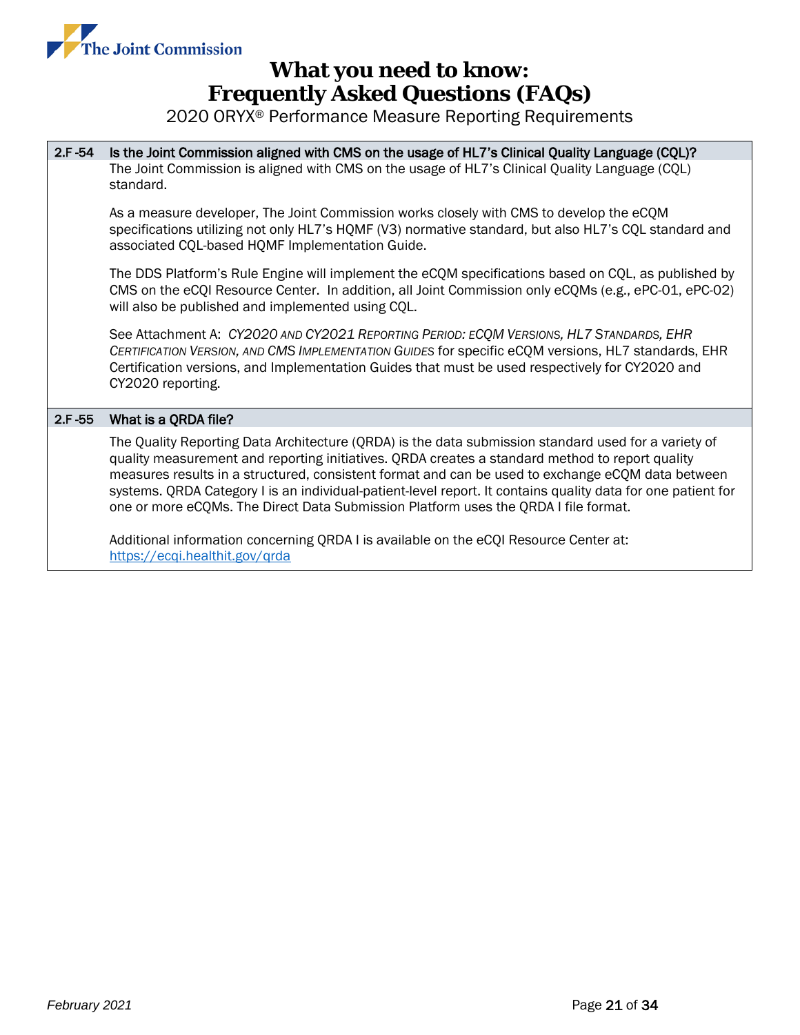**2.F -54 Is the Joint Commission aligned with CMS on the usage of HL7's Clinical Quality Language (CQL)?**

The Joint Commission is aligned with CMS on the usage of HL7's Clinical Quality Language (CQL) standard.

As a measure developer, The Joint Commission works closely with CMS to develop the eCQM specifications utilizing not only HL7's HQMF (V3) normative standard, but also HL7's CQL standard and associated CQL-based HQMF Implementation Guide.

The DDS Platform's Rule Engine will implement the eCQM specifications based on CQL, as published by CMS on the eCQI Resource Center. In addition, all Joint Commission only eCQMs (e.g., ePC-01, ePC-02) will also be published and implemented using CQL.

See Attachment A: *CY2020 and CY2021 Reporting Period: eCQM Versions, HL7 Standards, EHR Certification Version, and CMS Implementation Guides* for specific eCQM versions, HL7 standards, EHR Certification versions, and Implementation Guides that must be used respectively for CY2020 and CY2020 reporting.

**2.F -55 What is a QRDA file?**

The Quality Reporting Data Architecture (QRDA) is the data submission standard used for a variety of quality measurement and reporting initiatives. QRDA creates a standard method to report quality measures results in a structured, consistent format and can be used to exchange eCQM data between systems. QRDA Category I is an individual-patient-level report. It contains quality data for one patient for one or more eCQMs. The Direct Data Submission Platform uses the QRDA I file format.

Additional information concerning QRDA I is available on the eCQI Resource Center at: https://ecqi.healthit.gov/qrda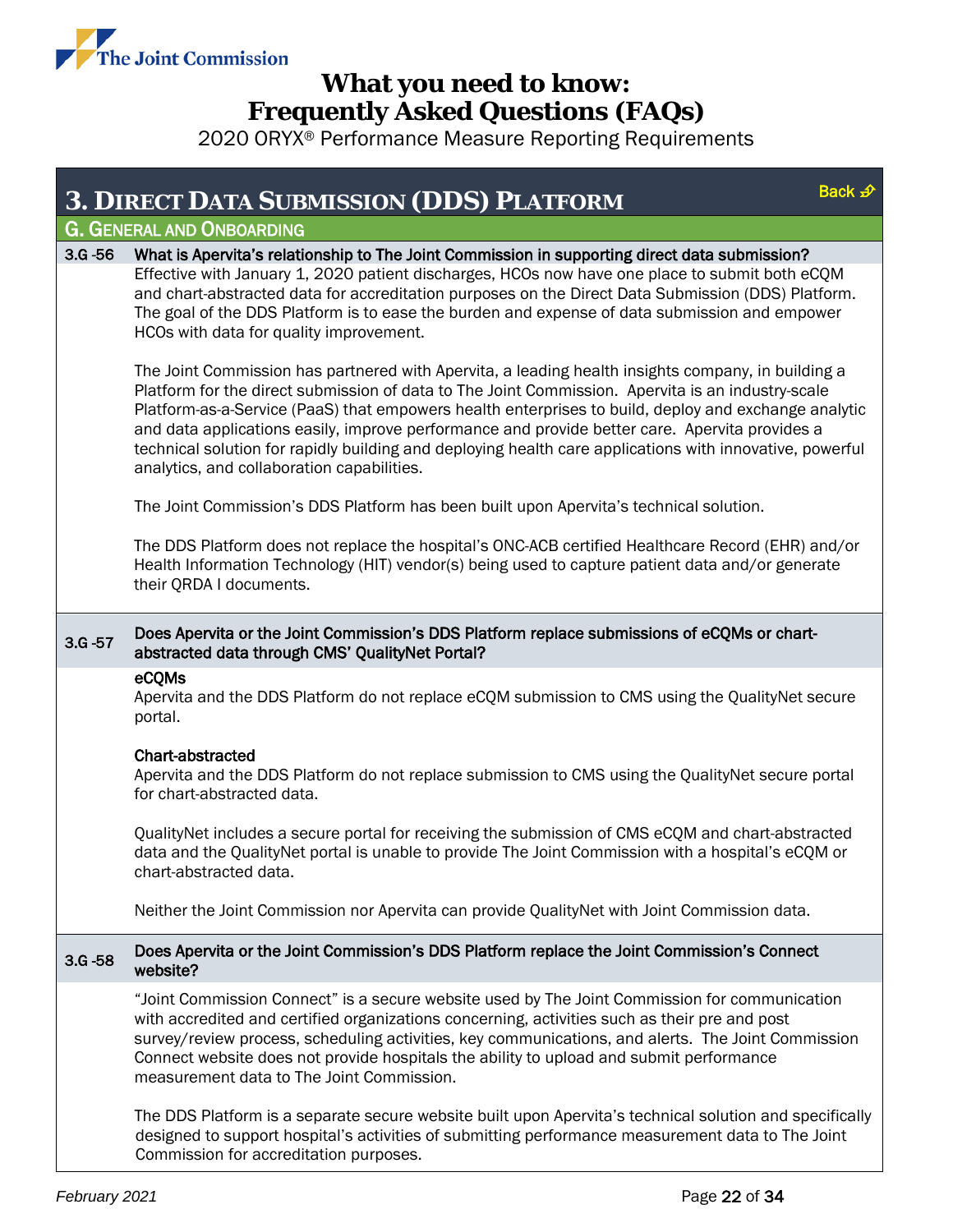# What you need to know: Frequently Asked Questions (FAQs)

2020 ORYX® Performance Measure Reporting Requirements

## 3. Direct Data Submission (DDS) Platform

Back

### G. General and Onboarding

**3.G -56 What is Apervita's relationship to The Joint Commission in supporting direct data submission?**

Effective with January 1, 2020 patient discharges, HCOs now have one place to submit both eCQM and chart-abstracted data for accreditation purposes on the Direct Data Submission (DDS) Platform. The goal of the DDS Platform is to ease the burden and expense of data submission and empower HCOs with data for quality improvement.

The Joint Commission has partnered with Apervita, a leading health insights company, in building a Platform for the direct submission of data to The Joint Commission. Apervita is an industry-scale Platform-as-a-Service (PaaS) that empowers health enterprises to build, deploy and exchange analytic and data applications easily, improve performance and provide better care. Apervita provides a technical solution for rapidly building and deploying health care applications with innovative, powerful analytics, and collaboration capabilities.

The Joint Commission's DDS Platform has been built upon Apervita's technical solution.

The DDS Platform does not replace the hospital's ONC-ACB certified Healthcare Record (EHR) and/or Health Information Technology (HIT) vendor(s) being used to capture patient data and/or generate their QRDA I documents.

**3.G -57 Does Apervita or the Joint Commission's DDS Platform replace submissions of eCQMs or chart-abstracted data through CMS' QualityNet Portal?**

**eCQMs**

Apervita and the DDS Platform do not replace eCQM submission to CMS using the QualityNet secure portal.

**Chart-abstracted**

Apervita and the DDS Platform do not replace submission to CMS using the QualityNet secure portal for chart-abstracted data.

QualityNet includes a secure portal for receiving the submission of CMS eCQM and chart-abstracted data and the QualityNet portal is unable to provide The Joint Commission with a hospital's eCQM or chart-abstracted data.

Neither the Joint Commission nor Apervita can provide QualityNet with Joint Commission data.

**3.G -58 Does Apervita or the Joint Commission's DDS Platform replace the Joint Commission's Connect website?**

"Joint Commission Connect" is a secure website used by The Joint Commission for communication with accredited and certified organizations concerning, activities such as their pre and post survey/review process, scheduling activities, key communications, and alerts. The Joint Commission Connect website does not provide hospitals the ability to upload and submit performance measurement data to The Joint Commission.

The DDS Platform is a separate secure website built upon Apervita's technical solution and specifically designed to support hospital's activities of submitting performance measurement data to The Joint Commission for accreditation purposes.

*February 2021*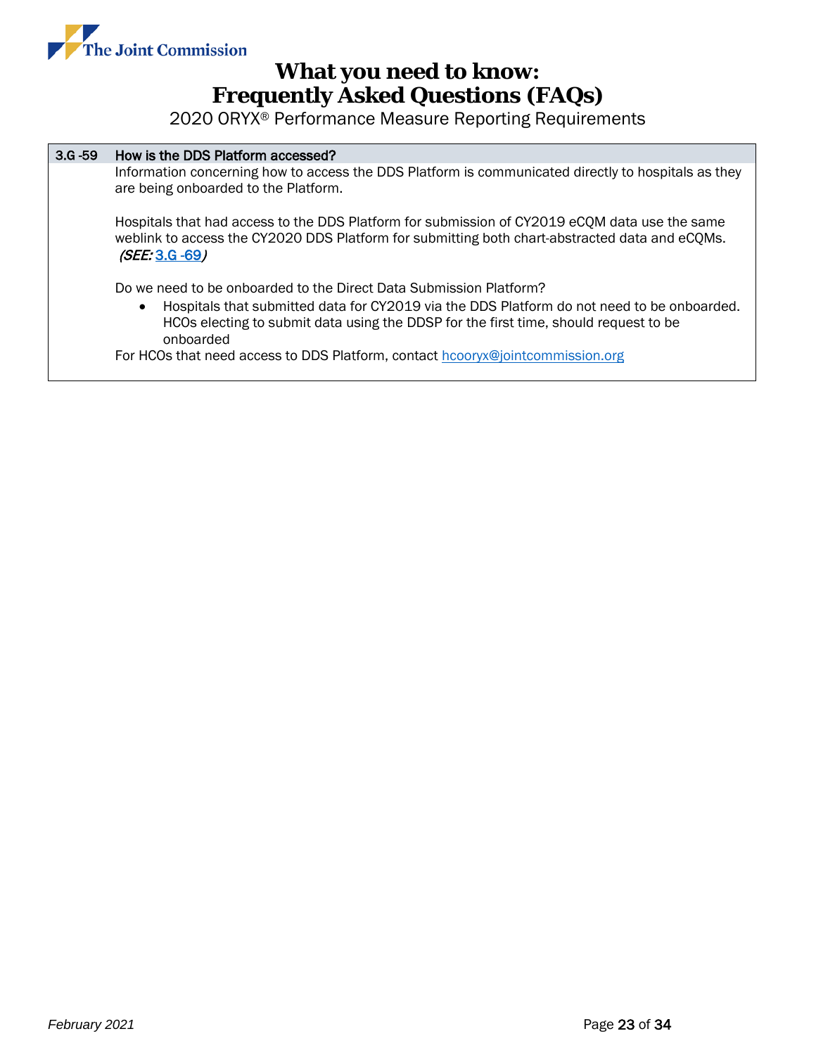| 3.G -59 | How is the DDS Platform accessed? |
|---|---|

Information concerning how to access the DDS Platform is communicated directly to hospitals as they are being onboarded to the Platform.

Hospitals that had access to the DDS Platform for submission of CY2019 eCQM data use the same weblink to access the CY2020 DDS Platform for submitting both chart-abstracted data and eCQMs. *(SEE: 3.G -69)*

Do we need to be onboarded to the Direct Data Submission Platform?

- Hospitals that submitted data for CY2019 via the DDS Platform do not need to be onboarded. HCOs electing to submit data using the DDSP for the first time, should request to be onboarded

For HCOs that need access to DDS Platform, contact hcooryx@jointcommission.org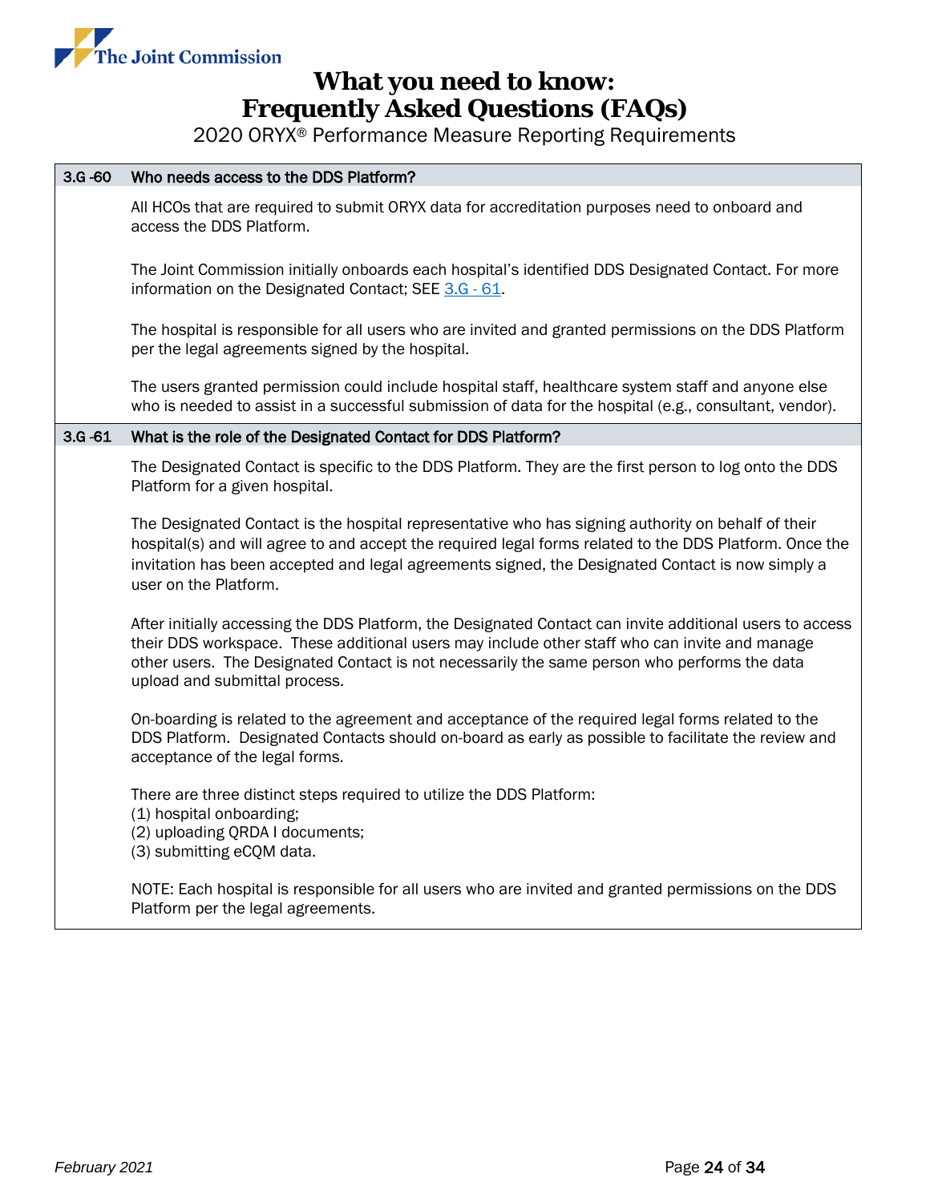### 3.G -60 Who needs access to the DDS Platform?

All HCOs that are required to submit ORYX data for accreditation purposes need to onboard and access the DDS Platform.

The Joint Commission initially onboards each hospital's identified DDS Designated Contact. For more information on the Designated Contact; SEE 3.G - 61.

The hospital is responsible for all users who are invited and granted permissions on the DDS Platform per the legal agreements signed by the hospital.

The users granted permission could include hospital staff, healthcare system staff and anyone else who is needed to assist in a successful submission of data for the hospital (e.g., consultant, vendor).

### 3.G -61 What is the role of the Designated Contact for DDS Platform?

The Designated Contact is specific to the DDS Platform. They are the first person to log onto the DDS Platform for a given hospital.

The Designated Contact is the hospital representative who has signing authority on behalf of their hospital(s) and will agree to and accept the required legal forms related to the DDS Platform. Once the invitation has been accepted and legal agreements signed, the Designated Contact is now simply a user on the Platform.

After initially accessing the DDS Platform, the Designated Contact can invite additional users to access their DDS workspace. These additional users may include other staff who can invite and manage other users. The Designated Contact is not necessarily the same person who performs the data upload and submittal process.

On-boarding is related to the agreement and acceptance of the required legal forms related to the DDS Platform. Designated Contacts should on-board as early as possible to facilitate the review and acceptance of the legal forms.

There are three distinct steps required to utilize the DDS Platform:
(1) hospital onboarding;
(2) uploading QRDA I documents;
(3) submitting eCQM data.

NOTE: Each hospital is responsible for all users who are invited and granted permissions on the DDS Platform per the legal agreements.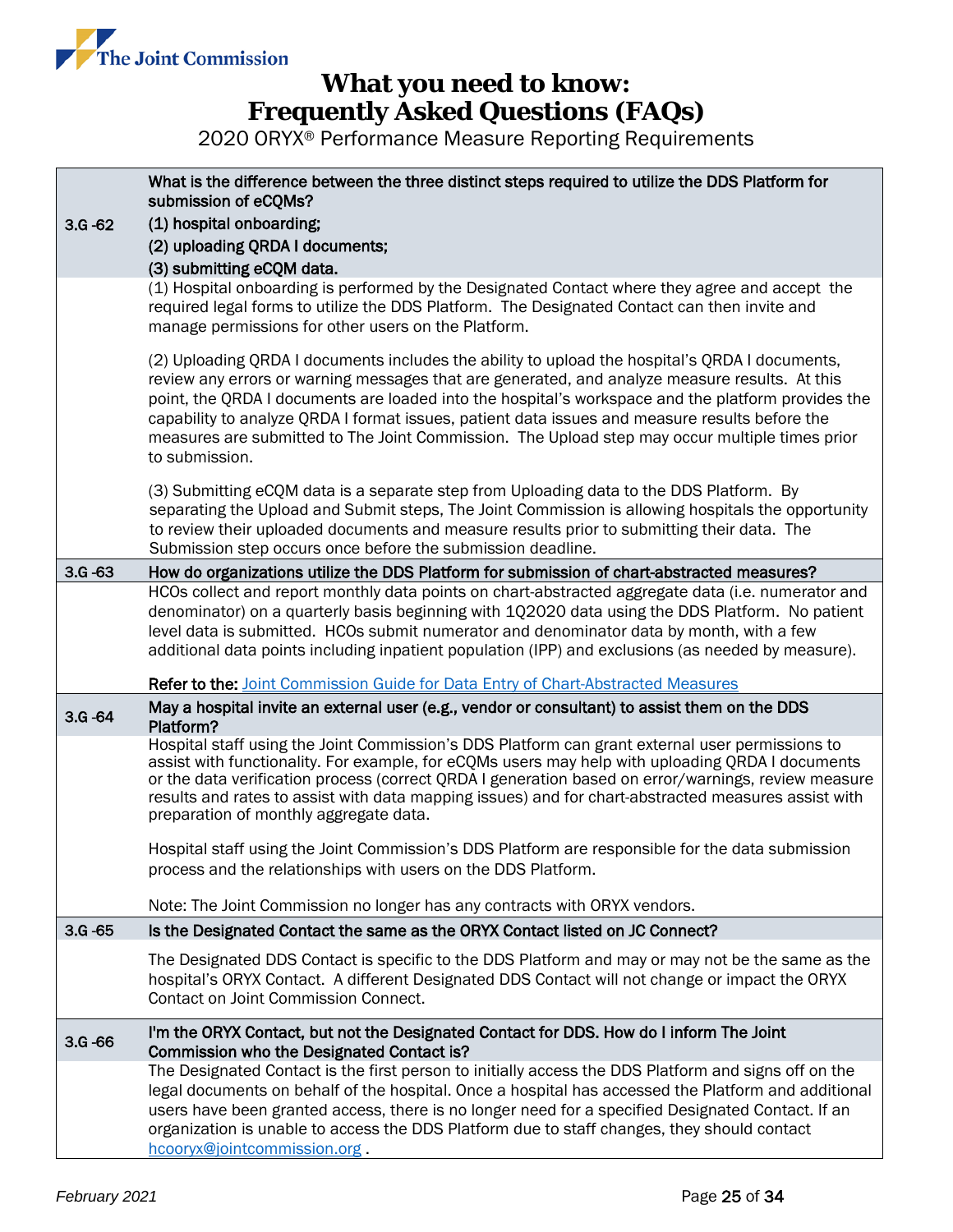| | |
|---|---|
| 3.G -62 | **What is the difference between the three distinct steps required to utilize the DDS Platform for submission of eCQMs?**<br>**(1) hospital onboarding;**<br>**(2) uploading QRDA I documents;**<br>**(3) submitting eCQM data.** |
| | (1) Hospital onboarding is performed by the Designated Contact where they agree and accept the required legal forms to utilize the DDS Platform. The Designated Contact can then invite and manage permissions for other users on the Platform.<br><br>(2) Uploading QRDA I documents includes the ability to upload the hospital's QRDA I documents, review any errors or warning messages that are generated, and analyze measure results. At this point, the QRDA I documents are loaded into the hospital's workspace and the platform provides the capability to analyze QRDA I format issues, patient data issues and measure results before the measures are submitted to The Joint Commission. The Upload step may occur multiple times prior to submission.<br><br>(3) Submitting eCQM data is a separate step from Uploading data to the DDS Platform. By separating the Upload and Submit steps, The Joint Commission is allowing hospitals the opportunity to review their uploaded documents and measure results prior to submitting their data. The Submission step occurs once before the submission deadline. |
| 3.G -63 | **How do organizations utilize the DDS Platform for submission of chart-abstracted measures?** |
| | HCOs collect and report monthly data points on chart-abstracted aggregate data (i.e. numerator and denominator) on a quarterly basis beginning with 1Q2020 data using the DDS Platform. No patient level data is submitted. HCOs submit numerator and denominator data by month, with a few additional data points including inpatient population (IPP) and exclusions (as needed by measure).<br><br>**Refer to the:** Joint Commission Guide for Data Entry of Chart-Abstracted Measures |
| 3.G -64 | **May a hospital invite an external user (e.g., vendor or consultant) to assist them on the DDS Platform?** |
| | Hospital staff using the Joint Commission's DDS Platform can grant external user permissions to assist with functionality. For example, for eCQMs users may help with uploading QRDA I documents or the data verification process (correct QRDA I generation based on error/warnings, review measure results and rates to assist with data mapping issues) and for chart-abstracted measures assist with preparation of monthly aggregate data.<br><br>Hospital staff using the Joint Commission's DDS Platform are responsible for the data submission process and the relationships with users on the DDS Platform.<br><br>Note: The Joint Commission no longer has any contracts with ORYX vendors. |
| 3.G -65 | **Is the Designated Contact the same as the ORYX Contact listed on JC Connect?** |
| | The Designated DDS Contact is specific to the DDS Platform and may or may not be the same as the hospital's ORYX Contact. A different Designated DDS Contact will not change or impact the ORYX Contact on Joint Commission Connect. |
| 3.G -66 | **I'm the ORYX Contact, but not the Designated Contact for DDS. How do I inform The Joint Commission who the Designated Contact is?** |
| | The Designated Contact is the first person to initially access the DDS Platform and signs off on the legal documents on behalf of the hospital. Once a hospital has accessed the Platform and additional users have been granted access, there is no longer need for a specified Designated Contact. If an organization is unable to access the DDS Platform due to staff changes, they should contact hcooryx@jointcommission.org . |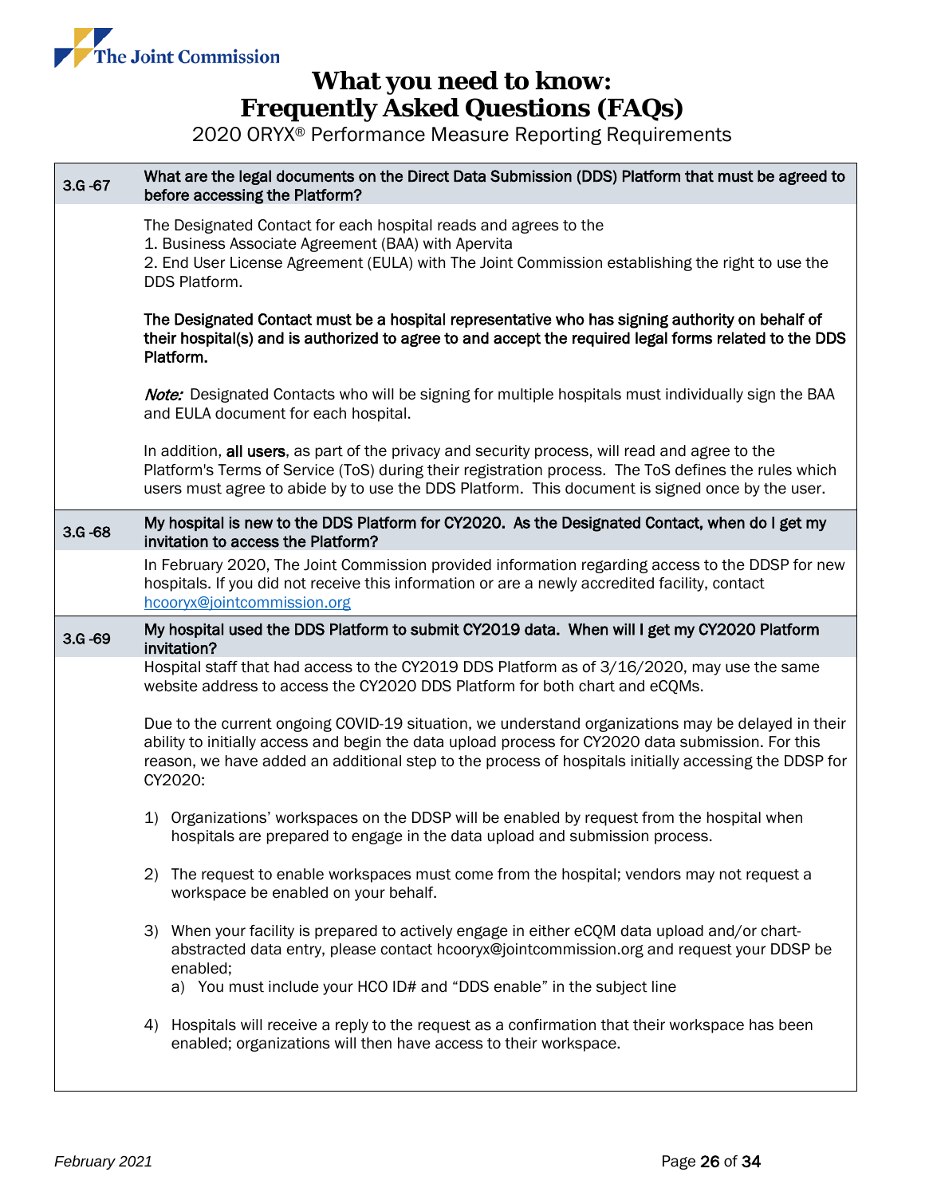# What you need to know: Frequently Asked Questions (FAQs)

2020 ORYX® Performance Measure Reporting Requirements

**3.G -67 What are the legal documents on the Direct Data Submission (DDS) Platform that must be agreed to before accessing the Platform?**

The Designated Contact for each hospital reads and agrees to the
1. Business Associate Agreement (BAA) with Apervita
2. End User License Agreement (EULA) with The Joint Commission establishing the right to use the DDS Platform.

**The Designated Contact must be a hospital representative who has signing authority on behalf of their hospital(s) and is authorized to agree to and accept the required legal forms related to the DDS Platform.**

*Note:* Designated Contacts who will be signing for multiple hospitals must individually sign the BAA and EULA document for each hospital.

In addition, **all users**, as part of the privacy and security process, will read and agree to the Platform's Terms of Service (ToS) during their registration process. The ToS defines the rules which users must agree to abide by to use the DDS Platform. This document is signed once by the user.

**3.G -68 My hospital is new to the DDS Platform for CY2020. As the Designated Contact, when do I get my invitation to access the Platform?**

In February 2020, The Joint Commission provided information regarding access to the DDSP for new hospitals. If you did not receive this information or are a newly accredited facility, contact hcooryx@jointcommission.org

**3.G -69 My hospital used the DDS Platform to submit CY2019 data. When will I get my CY2020 Platform invitation?**

Hospital staff that had access to the CY2019 DDS Platform as of 3/16/2020, may use the same website address to access the CY2020 DDS Platform for both chart and eCQMs.

Due to the current ongoing COVID-19 situation, we understand organizations may be delayed in their ability to initially access and begin the data upload process for CY2020 data submission. For this reason, we have added an additional step to the process of hospitals initially accessing the DDSP for CY2020:

1) Organizations' workspaces on the DDSP will be enabled by request from the hospital when hospitals are prepared to engage in the data upload and submission process.

2) The request to enable workspaces must come from the hospital; vendors may not request a workspace be enabled on your behalf.

3) When your facility is prepared to actively engage in either eCQM data upload and/or chart-abstracted data entry, please contact hcooryx@jointcommission.org and request your DDSP be enabled;
   a) You must include your HCO ID# and "DDS enable" in the subject line

4) Hospitals will receive a reply to the request as a confirmation that their workspace has been enabled; organizations will then have access to their workspace.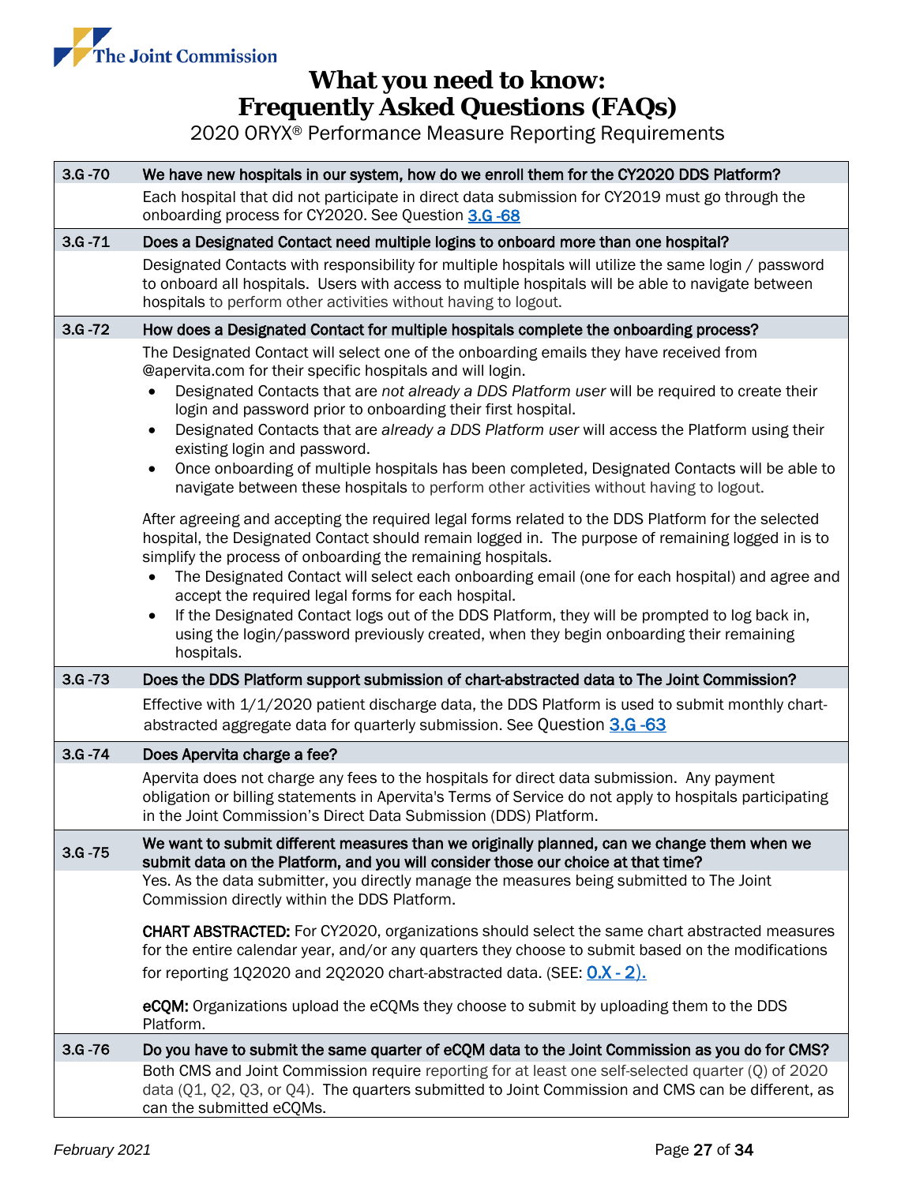| | |
|---|---|
| **3.G -70** | **We have new hospitals in our system, how do we enroll them for the CY2020 DDS Platform?** |
| | Each hospital that did not participate in direct data submission for CY2019 must go through the onboarding process for CY2020. See Question 3.G -68 |
| **3.G -71** | **Does a Designated Contact need multiple logins to onboard more than one hospital?** |
| | Designated Contacts with responsibility for multiple hospitals will utilize the same login / password to onboard all hospitals. Users with access to multiple hospitals will be able to navigate between hospitals to perform other activities without having to logout. |
| **3.G -72** | **How does a Designated Contact for multiple hospitals complete the onboarding process?** |
| | The Designated Contact will select one of the onboarding emails they have received from @apervita.com for their specific hospitals and will login.<br>• Designated Contacts that are *not already a DDS Platform user* will be required to create their login and password prior to onboarding their first hospital.<br>• Designated Contacts that are *already a DDS Platform user* will access the Platform using their existing login and password.<br>• Once onboarding of multiple hospitals has been completed, Designated Contacts will be able to navigate between these hospitals to perform other activities without having to logout.<br><br>After agreeing and accepting the required legal forms related to the DDS Platform for the selected hospital, the Designated Contact should remain logged in. The purpose of remaining logged in is to simplify the process of onboarding the remaining hospitals.<br>• The Designated Contact will select each onboarding email (one for each hospital) and agree and accept the required legal forms for each hospital.<br>• If the Designated Contact logs out of the DDS Platform, they will be prompted to log back in, using the login/password previously created, when they begin onboarding their remaining hospitals. |
| **3.G -73** | **Does the DDS Platform support submission of chart-abstracted data to The Joint Commission?** |
| | Effective with 1/1/2020 patient discharge data, the DDS Platform is used to submit monthly chart-abstracted aggregate data for quarterly submission. See Question 3.G -63 |
| **3.G -74** | **Does Apervita charge a fee?** |
| | Apervita does not charge any fees to the hospitals for direct data submission. Any payment obligation or billing statements in Apervita's Terms of Service do not apply to hospitals participating in the Joint Commission's Direct Data Submission (DDS) Platform. |
| **3.G -75** | **We want to submit different measures than we originally planned, can we change them when we submit data on the Platform, and you will consider those our choice at that time?** |
| | Yes. As the data submitter, you directly manage the measures being submitted to The Joint Commission directly within the DDS Platform.<br><br>**CHART ABSTRACTED:** For CY2020, organizations should select the same chart abstracted measures for the entire calendar year, and/or any quarters they choose to submit based on the modifications for reporting 1Q2020 and 2Q2020 chart-abstracted data. (SEE: 0.X - 2).<br><br>**eCQM:** Organizations upload the eCQMs they choose to submit by uploading them to the DDS Platform. |
| **3.G -76** | **Do you have to submit the same quarter of eCQM data to the Joint Commission as you do for CMS?** |
| | Both CMS and Joint Commission require reporting for at least one self-selected quarter (Q) of 2020 data (Q1, Q2, Q3, or Q4). The quarters submitted to Joint Commission and CMS can be different, as can the submitted eCQMs. |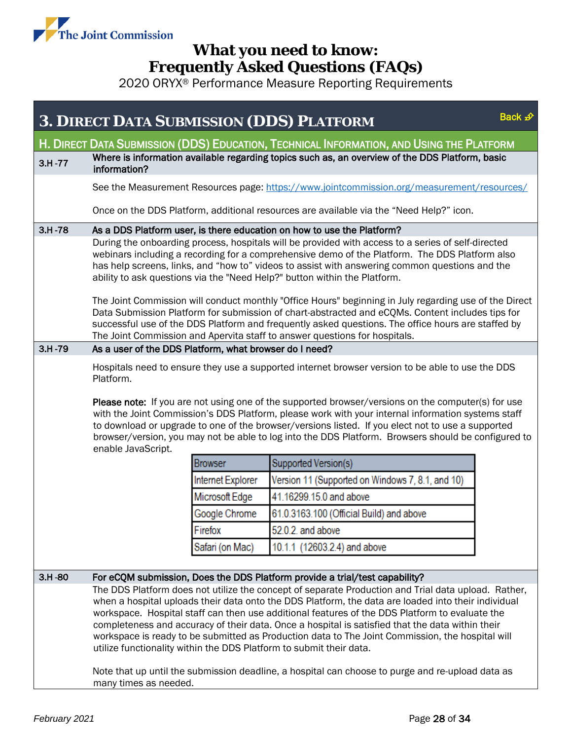# What you need to know: Frequently Asked Questions (FAQs)

2020 ORYX® Performance Measure Reporting Requirements

## 3. Direct Data Submission (DDS) Platform

Back

### H. Direct Data Submission (DDS) Education, Technical Information, and Using the Platform

**3.H -77 Where is information available regarding topics such as, an overview of the DDS Platform, basic information?**

See the Measurement Resources page: https://www.jointcommission.org/measurement/resources/

Once on the DDS Platform, additional resources are available via the "Need Help?" icon.

**3.H -78 As a DDS Platform user, is there education on how to use the Platform?**

During the onboarding process, hospitals will be provided with access to a series of self-directed webinars including a recording for a comprehensive demo of the Platform. The DDS Platform also has help screens, links, and "how to" videos to assist with answering common questions and the ability to ask questions via the "Need Help?" button within the Platform.

The Joint Commission will conduct monthly "Office Hours" beginning in July regarding use of the Direct Data Submission Platform for submission of chart-abstracted and eCQMs. Content includes tips for successful use of the DDS Platform and frequently asked questions. The office hours are staffed by The Joint Commission and Apervita staff to answer questions for hospitals.

**3.H -79 As a user of the DDS Platform, what browser do I need?**

Hospitals need to ensure they use a supported internet browser version to be able to use the DDS Platform.

**Please note:** If you are not using one of the supported browser/versions on the computer(s) for use with the Joint Commission's DDS Platform, please work with your internal information systems staff to download or upgrade to one of the browser/versions listed. If you elect not to use a supported browser/version, you may not be able to log into the DDS Platform. Browsers should be configured to enable JavaScript.

| Browser | Supported Version(s) |
|---|---|
| Internet Explorer | Version 11 (Supported on Windows 7, 8.1, and 10) |
| Microsoft Edge | 41.16299.15.0 and above |
| Google Chrome | 61.0.3163.100 (Official Build) and above |
| Firefox | 52.0.2. and above |
| Safari (on Mac) | 10.1.1 (12603.2.4) and above |

**3.H -80 For eCQM submission, Does the DDS Platform provide a trial/test capability?**

The DDS Platform does not utilize the concept of separate Production and Trial data upload. Rather, when a hospital uploads their data onto the DDS Platform, the data are loaded into their individual workspace. Hospital staff can then use additional features of the DDS Platform to evaluate the completeness and accuracy of their data. Once a hospital is satisfied that the data within their workspace is ready to be submitted as Production data to The Joint Commission, the hospital will utilize functionality within the DDS Platform to submit their data.

Note that up until the submission deadline, a hospital can choose to purge and re-upload data as many times as needed.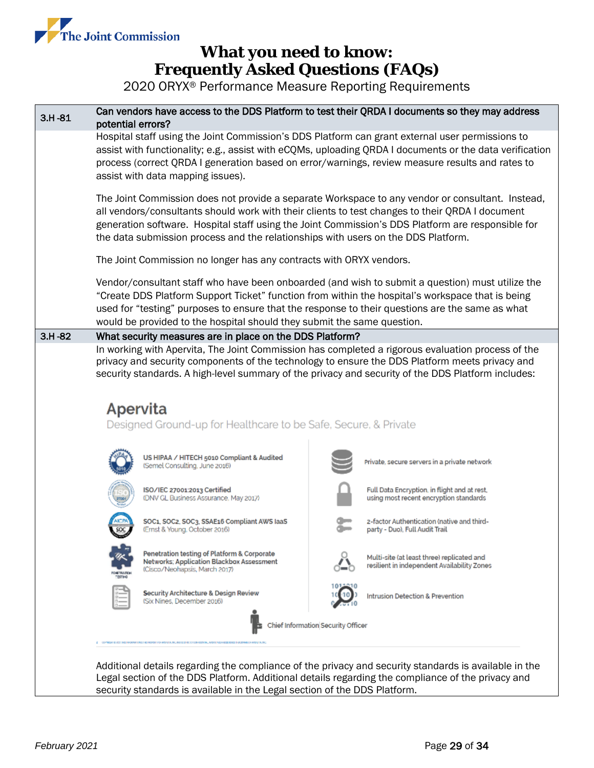# What you need to know: Frequently Asked Questions (FAQs)

2020 ORYX® Performance Measure Reporting Requirements

| | |
|---|---|
| **3.H -81** | **Can vendors have access to the DDS Platform to test their QRDA I documents so they may address potential errors?** |
| | Hospital staff using the Joint Commission's DDS Platform can grant external user permissions to assist with functionality; e.g., assist with eCQMs, uploading QRDA I documents or the data verification process (correct QRDA I generation based on error/warnings, review measure results and rates to assist with data mapping issues). <br><br> The Joint Commission does not provide a separate Workspace to any vendor or consultant. Instead, all vendors/consultants should work with their clients to test changes to their QRDA I document generation software. Hospital staff using the Joint Commission's DDS Platform are responsible for the data submission process and the relationships with users on the DDS Platform. <br><br> The Joint Commission no longer has any contracts with ORYX vendors. <br><br> Vendor/consultant staff who have been onboarded (and wish to submit a question) must utilize the "Create DDS Platform Support Ticket" function from within the hospital's workspace that is being used for "testing" purposes to ensure that the response to their questions are the same as what would be provided to the hospital should they submit the same question. |
| **3.H -82** | **What security measures are in place on the DDS Platform?** |
| | In working with Apervita, The Joint Commission has completed a rigorous evaluation process of the privacy and security components of the technology to ensure the DDS Platform meets privacy and security standards. A high-level summary of the privacy and security of the DDS Platform includes: <br><br> **Apervita** <br> Designed Ground-up for Healthcare to be Safe, Secure, & Private <br><br> - US HIPAA / HITECH 5010 Compliant & Audited (Semel Consulting, June 2016) <br> - ISO/IEC 27001:2013 Certified (DNV GL Business Assurance, May 2017) <br> - SOC1, SOC2, SOC3, SSAE16 Compliant AWS IaaS (Ernst & Young, October 2016) <br> - Penetration testing of Platform & Corporate Networks; Application Blackbox Assessment (Cisco/Neohapsis, March 2017) <br> - Security Architecture & Design Review (Six Nines, December 2016) <br> - Private, secure servers in a private network <br> - Full Data Encryption, in flight and at rest, using most recent encryption standards <br> - 2-factor Authentication (native and third-party - Duo), Full Audit Trail <br> - Multi-site (at least three) replicated and resilient in independent Availability Zones <br> - Intrusion Detection & Prevention <br> - Chief Information Security Officer <br><br> Additional details regarding the compliance of the privacy and security standards is available in the Legal section of the DDS Platform. Additional details regarding the compliance of the privacy and security standards is available in the Legal section of the DDS Platform. |

*February 2021*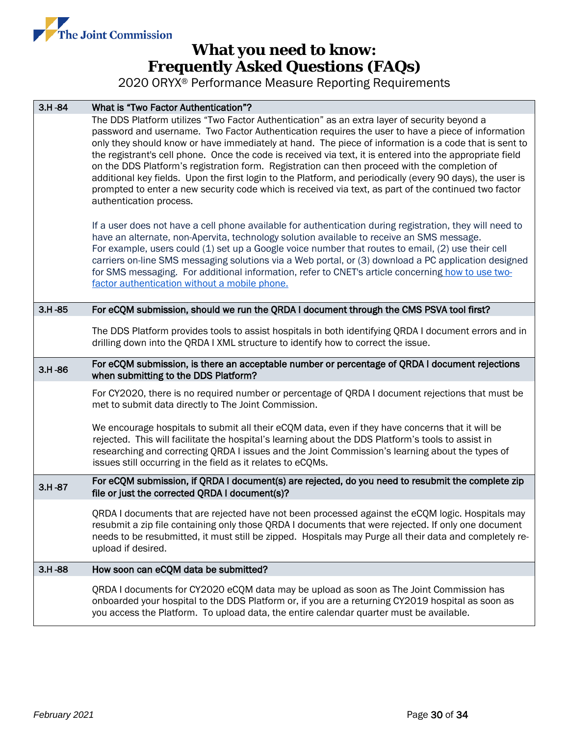| 3.H -84 | What is "Two Factor Authentication"? |
|---|---|
| | The DDS Platform utilizes "Two Factor Authentication" as an extra layer of security beyond a password and username. Two Factor Authentication requires the user to have a piece of information only they should know or have immediately at hand. The piece of information is a code that is sent to the registrant's cell phone. Once the code is received via text, it is entered into the appropriate field on the DDS Platform's registration form. Registration can then proceed with the completion of additional key fields. Upon the first login to the Platform, and periodically (every 90 days), the user is prompted to enter a new security code which is received via text, as part of the continued two factor authentication process.<br><br>If a user does not have a cell phone available for authentication during registration, they will need to have an alternate, non-Apervita, technology solution available to receive an SMS message. For example, users could (1) set up a Google voice number that routes to email, (2) use their cell carriers on-line SMS messaging solutions via a Web portal, or (3) download a PC application designed for SMS messaging. For additional information, refer to CNET's article concerning how to use two-factor authentication without a mobile phone. |
| 3.H -85 | For eCQM submission, should we run the QRDA I document through the CMS PSVA tool first? |
| | The DDS Platform provides tools to assist hospitals in both identifying QRDA I document errors and in drilling down into the QRDA I XML structure to identify how to correct the issue. |
| 3.H -86 | For eCQM submission, is there an acceptable number or percentage of QRDA I document rejections when submitting to the DDS Platform? |
| | For CY2020, there is no required number or percentage of QRDA I document rejections that must be met to submit data directly to The Joint Commission.<br><br>We encourage hospitals to submit all their eCQM data, even if they have concerns that it will be rejected. This will facilitate the hospital's learning about the DDS Platform's tools to assist in researching and correcting QRDA I issues and the Joint Commission's learning about the types of issues still occurring in the field as it relates to eCQMs. |
| 3.H -87 | For eCQM submission, if QRDA I document(s) are rejected, do you need to resubmit the complete zip file or just the corrected QRDA I document(s)? |
| | QRDA I documents that are rejected have not been processed against the eCQM logic. Hospitals may resubmit a zip file containing only those QRDA I documents that were rejected. If only one document needs to be resubmitted, it must still be zipped. Hospitals may Purge all their data and completely re-upload if desired. |
| 3.H -88 | How soon can eCQM data be submitted? |
| | QRDA I documents for CY2020 eCQM data may be upload as soon as The Joint Commission has onboarded your hospital to the DDS Platform or, if you are a returning CY2019 hospital as soon as you access the Platform. To upload data, the entire calendar quarter must be available. |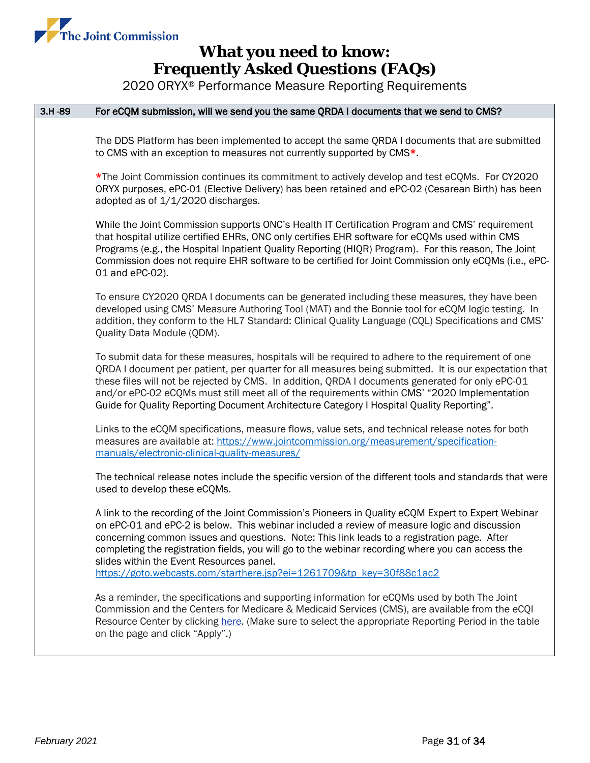# What you need to know: Frequently Asked Questions (FAQs)

2020 ORYX® Performance Measure Reporting Requirements

| 3.H -89 | For eCQM submission, will we send you the same QRDA I documents that we send to CMS? |
|---|---|

The DDS Platform has been implemented to accept the same QRDA I documents that are submitted to CMS with an exception to measures not currently supported by CMS*.

*The Joint Commission continues its commitment to actively develop and test eCQMs. For CY2020 ORYX purposes, ePC-01 (Elective Delivery) has been retained and ePC-02 (Cesarean Birth) has been adopted as of 1/1/2020 discharges.

While the Joint Commission supports ONC's Health IT Certification Program and CMS' requirement that hospital utilize certified EHRs, ONC only certifies EHR software for eCQMs used within CMS Programs (e.g., the Hospital Inpatient Quality Reporting (HIQR) Program). For this reason, The Joint Commission does not require EHR software to be certified for Joint Commission only eCQMs (i.e., ePC-01 and ePC-02).

To ensure CY2020 QRDA I documents can be generated including these measures, they have been developed using CMS' Measure Authoring Tool (MAT) and the Bonnie tool for eCQM logic testing. In addition, they conform to the HL7 Standard: Clinical Quality Language (CQL) Specifications and CMS' Quality Data Module (QDM).

To submit data for these measures, hospitals will be required to adhere to the requirement of one QRDA I document per patient, per quarter for all measures being submitted. It is our expectation that these files will not be rejected by CMS. In addition, QRDA I documents generated for only ePC-01 and/or ePC-02 eCQMs must still meet all of the requirements within CMS' "2020 Implementation Guide for Quality Reporting Document Architecture Category I Hospital Quality Reporting".

Links to the eCQM specifications, measure flows, value sets, and technical release notes for both measures are available at: https://www.jointcommission.org/measurement/specification-manuals/electronic-clinical-quality-measures/

The technical release notes include the specific version of the different tools and standards that were used to develop these eCQMs.

A link to the recording of the Joint Commission's Pioneers in Quality eCQM Expert to Expert Webinar on ePC-01 and ePC-2 is below. This webinar included a review of measure logic and discussion concerning common issues and questions. Note: This link leads to a registration page. After completing the registration fields, you will go to the webinar recording where you can access the slides within the Event Resources panel.
https://goto.webcasts.com/starthere.jsp?ei=1261709&tp_key=30f88c1ac2

As a reminder, the specifications and supporting information for eCQMs used by both The Joint Commission and the Centers for Medicare & Medicaid Services (CMS), are available from the eCQI Resource Center by clicking here. (Make sure to select the appropriate Reporting Period in the table on the page and click "Apply".)

*February 2021*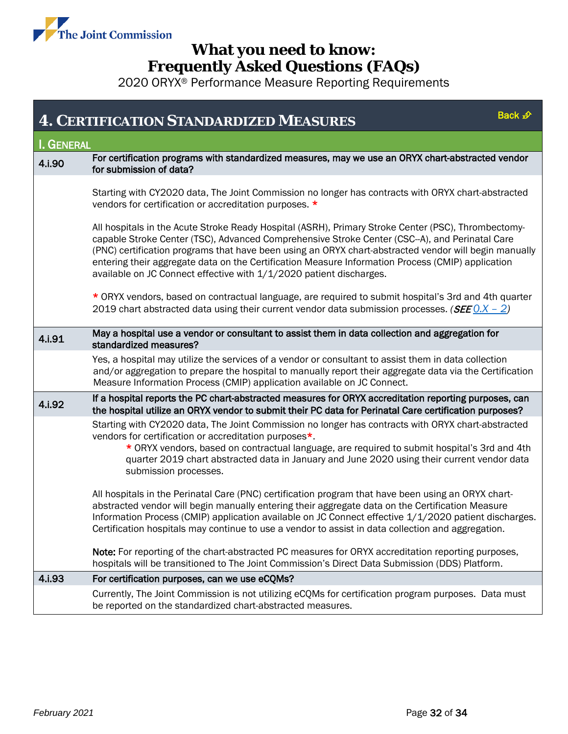# What you need to know: Frequently Asked Questions (FAQs)

2020 ORYX® Performance Measure Reporting Requirements

## 4. Certification Standardized Measures

Back

### I. General

**4.i.90 For certification programs with standardized measures, may we use an ORYX chart-abstracted vendor for submission of data?**

Starting with CY2020 data, The Joint Commission no longer has contracts with ORYX chart-abstracted vendors for certification or accreditation purposes. *

All hospitals in the Acute Stroke Ready Hospital (ASRH), Primary Stroke Center (PSC), Thrombectomy-capable Stroke Center (TSC), Advanced Comprehensive Stroke Center (CSC--A), and Perinatal Care (PNC) certification programs that have been using an ORYX chart-abstracted vendor will begin manually entering their aggregate data on the Certification Measure Information Process (CMIP) application available on JC Connect effective with 1/1/2020 patient discharges.

* ORYX vendors, based on contractual language, are required to submit hospital's 3rd and 4th quarter 2019 chart abstracted data using their current vendor data submission processes. (***SEE*** *0.X – 2*)

**4.i.91 May a hospital use a vendor or consultant to assist them in data collection and aggregation for standardized measures?**

Yes, a hospital may utilize the services of a vendor or consultant to assist them in data collection and/or aggregation to prepare the hospital to manually report their aggregate data via the Certification Measure Information Process (CMIP) application available on JC Connect.

**4.i.92 If a hospital reports the PC chart-abstracted measures for ORYX accreditation reporting purposes, can the hospital utilize an ORYX vendor to submit their PC data for Perinatal Care certification purposes?**

Starting with CY2020 data, The Joint Commission no longer has contracts with ORYX chart-abstracted vendors for certification or accreditation purposes*.

> * ORYX vendors, based on contractual language, are required to submit hospital's 3rd and 4th quarter 2019 chart abstracted data in January and June 2020 using their current vendor data submission processes.

All hospitals in the Perinatal Care (PNC) certification program that have been using an ORYX chart-abstracted vendor will begin manually entering their aggregate data on the Certification Measure Information Process (CMIP) application available on JC Connect effective 1/1/2020 patient discharges. Certification hospitals may continue to use a vendor to assist in data collection and aggregation.

**Note:** For reporting of the chart-abstracted PC measures for ORYX accreditation reporting purposes, hospitals will be transitioned to The Joint Commission's Direct Data Submission (DDS) Platform.

**4.i.93 For certification purposes, can we use eCQMs?**

Currently, The Joint Commission is not utilizing eCQMs for certification program purposes. Data must be reported on the standardized chart-abstracted measures.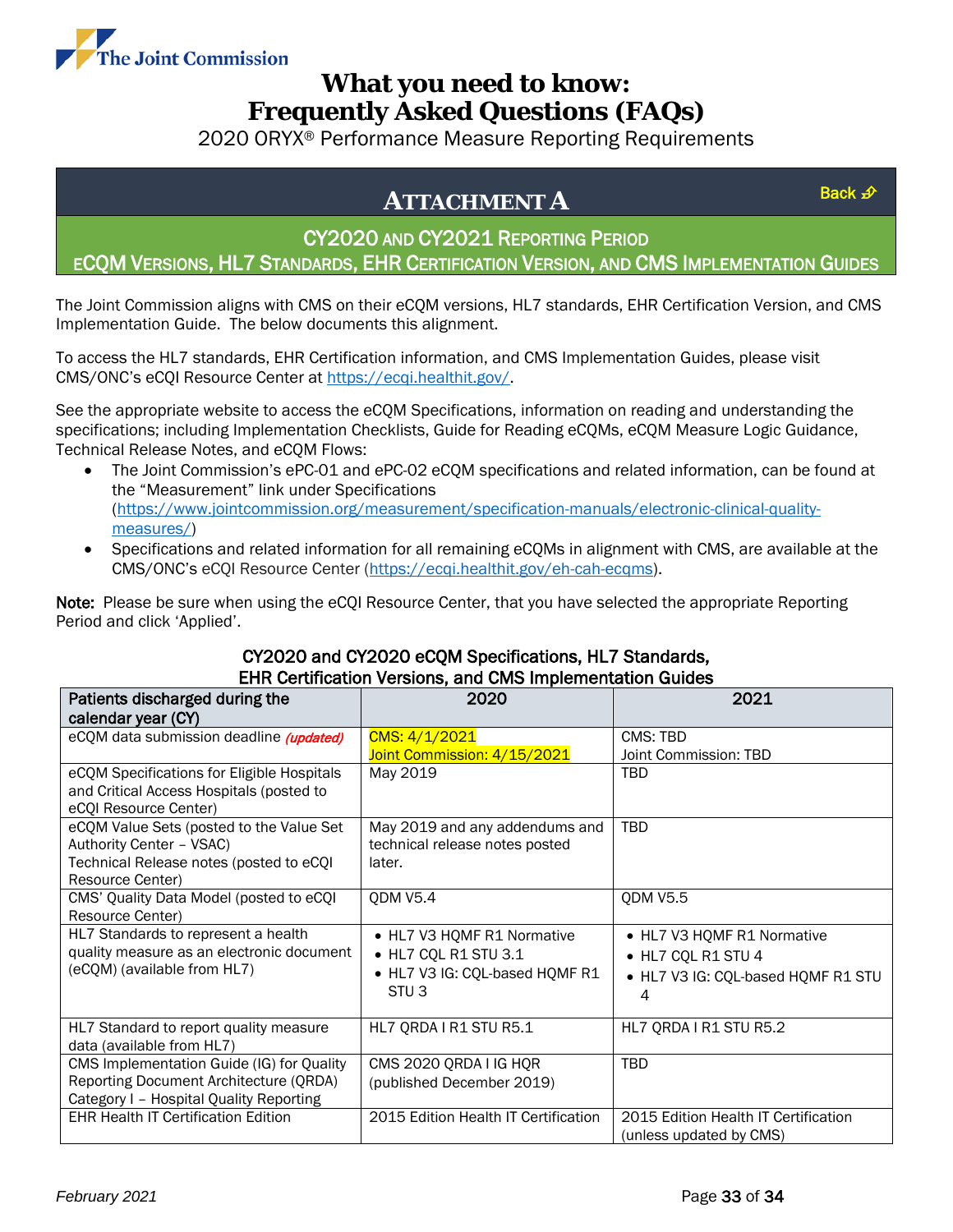# Attachment A

Back

## CY2020 and CY2021 Reporting Period

## eCQM Versions, HL7 Standards, EHR Certification Version, and CMS Implementation Guides

The Joint Commission aligns with CMS on their eCQM versions, HL7 standards, EHR Certification Version, and CMS Implementation Guide. The below documents this alignment.

To access the HL7 standards, EHR Certification information, and CMS Implementation Guides, please visit CMS/ONC's eCQI Resource Center at https://ecqi.healthit.gov/.

See the appropriate website to access the eCQM Specifications, information on reading and understanding the specifications; including Implementation Checklists, Guide for Reading eCQMs, eCQM Measure Logic Guidance, Technical Release Notes, and eCQM Flows:

- The Joint Commission's ePC-01 and ePC-02 eCQM specifications and related information, can be found at the "Measurement" link under Specifications (https://www.jointcommission.org/measurement/specification-manuals/electronic-clinical-quality-measures/)
- Specifications and related information for all remaining eCQMs in alignment with CMS, are available at the CMS/ONC's eCQI Resource Center (https://ecqi.healthit.gov/eh-cah-ecqms).

**Note:** Please be sure when using the eCQI Resource Center, that you have selected the appropriate Reporting Period and click 'Applied'.

**CY2020 and CY2020 eCQM Specifications, HL7 Standards, EHR Certification Versions, and CMS Implementation Guides**

| Patients discharged during the calendar year (CY) | 2020 | 2021 |
|---|---|---|
| eCQM data submission deadline *(updated)* | CMS: 4/1/2021<br>Joint Commission: 4/15/2021 | CMS: TBD<br>Joint Commission: TBD |
| eCQM Specifications for Eligible Hospitals and Critical Access Hospitals (posted to eCQI Resource Center) | May 2019 | TBD |
| eCQM Value Sets (posted to the Value Set Authority Center – VSAC)<br>Technical Release notes (posted to eCQI Resource Center) | May 2019 and any addendums and technical release notes posted later. | TBD |
| CMS' Quality Data Model (posted to eCQI Resource Center) | QDM V5.4 | QDM V5.5 |
| HL7 Standards to represent a health quality measure as an electronic document (eCQM) (available from HL7) | • HL7 V3 HQMF R1 Normative<br>• HL7 CQL R1 STU 3.1<br>• HL7 V3 IG: CQL-based HQMF R1 STU 3 | • HL7 V3 HQMF R1 Normative<br>• HL7 CQL R1 STU 4<br>• HL7 V3 IG: CQL-based HQMF R1 STU 4 |
| HL7 Standard to report quality measure data (available from HL7) | HL7 QRDA I R1 STU R5.1 | HL7 QRDA I R1 STU R5.2 |
| CMS Implementation Guide (IG) for Quality Reporting Document Architecture (QRDA) Category I – Hospital Quality Reporting | CMS 2020 QRDA I IG HQR (published December 2019) | TBD |
| EHR Health IT Certification Edition | 2015 Edition Health IT Certification | 2015 Edition Health IT Certification (unless updated by CMS) |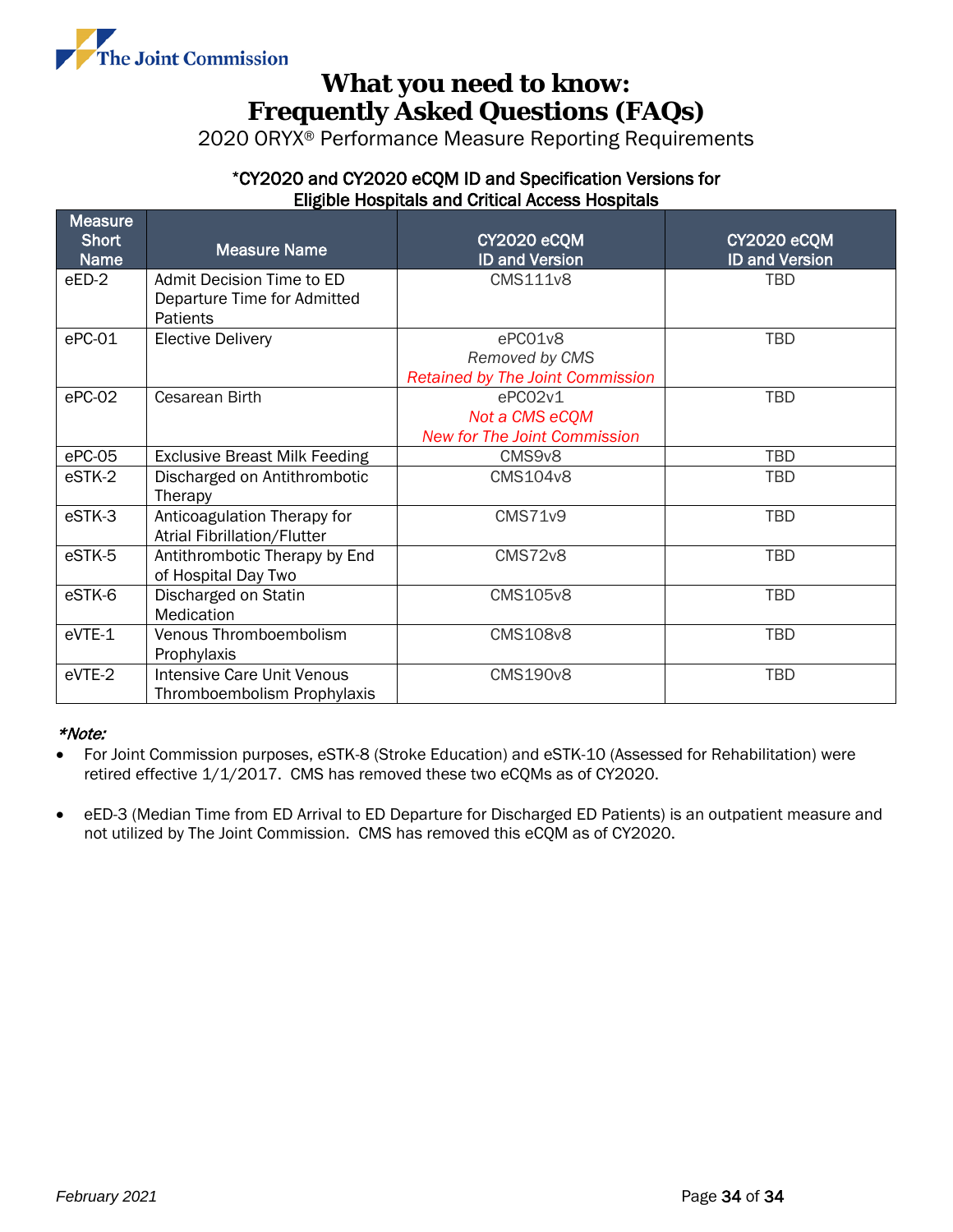# What you need to know: Frequently Asked Questions (FAQs)

2020 ORYX® Performance Measure Reporting Requirements

### *CY2020 and CY2020 eCQM ID and Specification Versions for Eligible Hospitals and Critical Access Hospitals

| Measure Short Name | Measure Name | CY2020 eCQM ID and Version | CY2020 eCQM ID and Version |
|---|---|---|---|
| eED-2 | Admit Decision Time to ED Departure Time for Admitted Patients | CMS111v8 | TBD |
| ePC-01 | Elective Delivery | ePC01v8 *Removed by CMS* *Retained by The Joint Commission* | TBD |
| ePC-02 | Cesarean Birth | ePC02v1 *Not a CMS eCQM* *New for The Joint Commission* | TBD |
| ePC-05 | Exclusive Breast Milk Feeding | CMS9v8 | TBD |
| eSTK-2 | Discharged on Antithrombotic Therapy | CMS104v8 | TBD |
| eSTK-3 | Anticoagulation Therapy for Atrial Fibrillation/Flutter | CMS71v9 | TBD |
| eSTK-5 | Antithrombotic Therapy by End of Hospital Day Two | CMS72v8 | TBD |
| eSTK-6 | Discharged on Statin Medication | CMS105v8 | TBD |
| eVTE-1 | Venous Thromboembolism Prophylaxis | CMS108v8 | TBD |
| eVTE-2 | Intensive Care Unit Venous Thromboembolism Prophylaxis | CMS190v8 | TBD |

*\*Note:*

- For Joint Commission purposes, eSTK-8 (Stroke Education) and eSTK-10 (Assessed for Rehabilitation) were retired effective 1/1/2017. CMS has removed these two eCQMs as of CY2020.
- eED-3 (Median Time from ED Arrival to ED Departure for Discharged ED Patients) is an outpatient measure and not utilized by The Joint Commission. CMS has removed this eCQM as of CY2020.